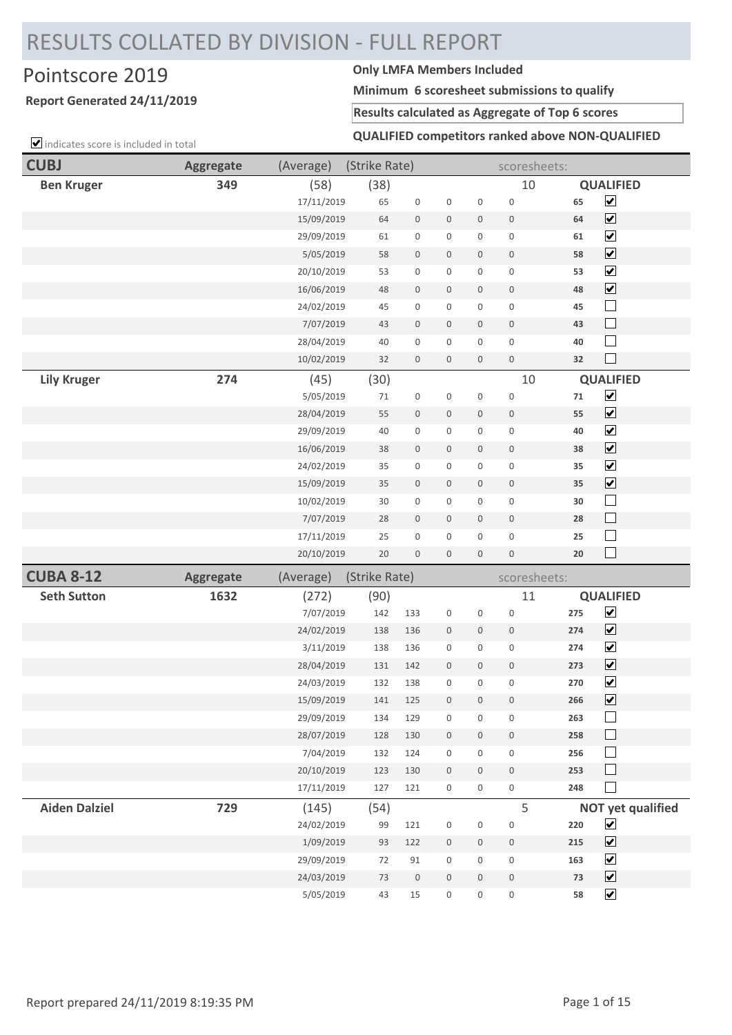# RESULTS COLLATED BY DIVISION - FULL REPORT

## Pointscore 2019

**Report Generated 24/11/2019**

**Only LMFA Members Included**

**Minimum 6 scoresheet submissions to qualify**

**Results calculated as Aggregate of Top 6 scores**

**QUALIFIED competitors ranked above NON-QUALIFIED**

☑ indicates score is included in total

### CUBJ

| Name | Aggregate | (Average) | (Strike Rate) | | | | | scoresheets: | | |
|---|---|---|---|---|---|---|---|---|---|---|
| **Ben Kruger** | **349** | (58) | (38) | | | | | 10 | | **QUALIFIED** |
| | | 17/11/2019 | 65 | 0 | 0 | 0 | 0 | | **65** | ☑ |
| | | 15/09/2019 | 64 | 0 | 0 | 0 | 0 | | **64** | ☑ |
| | | 29/09/2019 | 61 | 0 | 0 | 0 | 0 | | **61** | ☑ |
| | | 5/05/2019 | 58 | 0 | 0 | 0 | 0 | | **58** | ☑ |
| | | 20/10/2019 | 53 | 0 | 0 | 0 | 0 | | **53** | ☑ |
| | | 16/06/2019 | 48 | 0 | 0 | 0 | 0 | | **48** | ☑ |
| | | 24/02/2019 | 45 | 0 | 0 | 0 | 0 | | **45** | ☐ |
| | | 7/07/2019 | 43 | 0 | 0 | 0 | 0 | | **43** | ☐ |
| | | 28/04/2019 | 40 | 0 | 0 | 0 | 0 | | **40** | ☐ |
| | | 10/02/2019 | 32 | 0 | 0 | 0 | 0 | | **32** | ☐ |
| **Lily Kruger** | **274** | (45) | (30) | | | | | 10 | | **QUALIFIED** |
| | | 5/05/2019 | 71 | 0 | 0 | 0 | 0 | | **71** | ☑ |
| | | 28/04/2019 | 55 | 0 | 0 | 0 | 0 | | **55** | ☑ |
| | | 29/09/2019 | 40 | 0 | 0 | 0 | 0 | | **40** | ☑ |
| | | 16/06/2019 | 38 | 0 | 0 | 0 | 0 | | **38** | ☑ |
| | | 24/02/2019 | 35 | 0 | 0 | 0 | 0 | | **35** | ☑ |
| | | 15/09/2019 | 35 | 0 | 0 | 0 | 0 | | **35** | ☑ |
| | | 10/02/2019 | 30 | 0 | 0 | 0 | 0 | | **30** | ☐ |
| | | 7/07/2019 | 28 | 0 | 0 | 0 | 0 | | **28** | ☐ |
| | | 17/11/2019 | 25 | 0 | 0 | 0 | 0 | | **25** | ☐ |
| | | 20/10/2019 | 20 | 0 | 0 | 0 | 0 | | **20** | ☐ |

### CUBA 8-12

| Name | Aggregate | (Average) | (Strike Rate) | | | | | scoresheets: | | |
|---|---|---|---|---|---|---|---|---|---|---|
| **Seth Sutton** | **1632** | (272) | (90) | | | | | 11 | | **QUALIFIED** |
| | | 7/07/2019 | 142 | 133 | 0 | 0 | 0 | | **275** | ☑ |
| | | 24/02/2019 | 138 | 136 | 0 | 0 | 0 | | **274** | ☑ |
| | | 3/11/2019 | 138 | 136 | 0 | 0 | 0 | | **274** | ☑ |
| | | 28/04/2019 | 131 | 142 | 0 | 0 | 0 | | **273** | ☑ |
| | | 24/03/2019 | 132 | 138 | 0 | 0 | 0 | | **270** | ☑ |
| | | 15/09/2019 | 141 | 125 | 0 | 0 | 0 | | **266** | ☑ |
| | | 29/09/2019 | 134 | 129 | 0 | 0 | 0 | | **263** | ☐ |
| | | 28/07/2019 | 128 | 130 | 0 | 0 | 0 | | **258** | ☐ |
| | | 7/04/2019 | 132 | 124 | 0 | 0 | 0 | | **256** | ☐ |
| | | 20/10/2019 | 123 | 130 | 0 | 0 | 0 | | **253** | ☐ |
| | | 17/11/2019 | 127 | 121 | 0 | 0 | 0 | | **248** | ☐ |
| **Aiden Dalziel** | **729** | (145) | (54) | | | | | 5 | | **NOT yet qualified** |
| | | 24/02/2019 | 99 | 121 | 0 | 0 | 0 | | **220** | ☑ |
| | | 1/09/2019 | 93 | 122 | 0 | 0 | 0 | | **215** | ☑ |
| | | 29/09/2019 | 72 | 91 | 0 | 0 | 0 | | **163** | ☑ |
| | | 24/03/2019 | 73 | 0 | 0 | 0 | 0 | | **73** | ☑ |
| | | 5/05/2019 | 43 | 15 | 0 | 0 | 0 | | **58** | ☑ |

Report prepared 24/11/2019 8:19:35 PM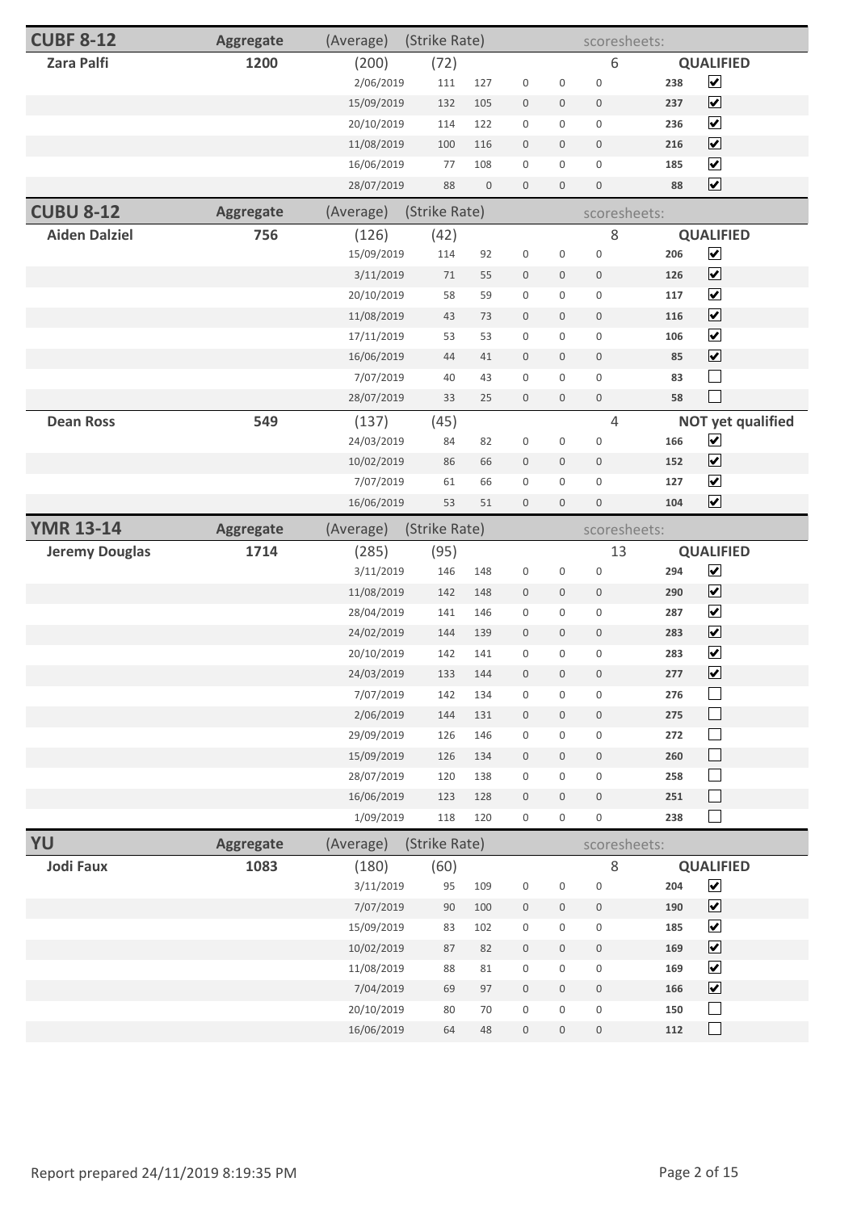| CUBF 8-12 | Aggregate | (Average) | (Strike Rate) | | | | | scoresheets: | | |
|---|---|---|---|---|---|---|---|---|---|---|
| **Zara Palfi** | **1200** | (200) | (72) | | | | | 6 | | **QUALIFIED** |
| | | 2/06/2019 | 111 | 127 | 0 | 0 | 0 | | **238** | ☑ |
| | | 15/09/2019 | 132 | 105 | 0 | 0 | 0 | | **237** | ☑ |
| | | 20/10/2019 | 114 | 122 | 0 | 0 | 0 | | **236** | ☑ |
| | | 11/08/2019 | 100 | 116 | 0 | 0 | 0 | | **216** | ☑ |
| | | 16/06/2019 | 77 | 108 | 0 | 0 | 0 | | **185** | ☑ |
| | | 28/07/2019 | 88 | 0 | 0 | 0 | 0 | | **88** | ☑ |

| CUBU 8-12 | Aggregate | (Average) | (Strike Rate) | | | | | scoresheets: | | |
|---|---|---|---|---|---|---|---|---|---|---|
| **Aiden Dalziel** | **756** | (126) | (42) | | | | | 8 | | **QUALIFIED** |
| | | 15/09/2019 | 114 | 92 | 0 | 0 | 0 | | **206** | ☑ |
| | | 3/11/2019 | 71 | 55 | 0 | 0 | 0 | | **126** | ☑ |
| | | 20/10/2019 | 58 | 59 | 0 | 0 | 0 | | **117** | ☑ |
| | | 11/08/2019 | 43 | 73 | 0 | 0 | 0 | | **116** | ☑ |
| | | 17/11/2019 | 53 | 53 | 0 | 0 | 0 | | **106** | ☑ |
| | | 16/06/2019 | 44 | 41 | 0 | 0 | 0 | | **85** | ☑ |
| | | 7/07/2019 | 40 | 43 | 0 | 0 | 0 | | **83** | ☐ |
| | | 28/07/2019 | 33 | 25 | 0 | 0 | 0 | | **58** | ☐ |
| **Dean Ross** | **549** | (137) | (45) | | | | | 4 | | **NOT yet qualified** |
| | | 24/03/2019 | 84 | 82 | 0 | 0 | 0 | | **166** | ☑ |
| | | 10/02/2019 | 86 | 66 | 0 | 0 | 0 | | **152** | ☑ |
| | | 7/07/2019 | 61 | 66 | 0 | 0 | 0 | | **127** | ☑ |
| | | 16/06/2019 | 53 | 51 | 0 | 0 | 0 | | **104** | ☑ |

| YMR 13-14 | Aggregate | (Average) | (Strike Rate) | | | | | scoresheets: | | |
|---|---|---|---|---|---|---|---|---|---|---|
| **Jeremy Douglas** | **1714** | (285) | (95) | | | | | 13 | | **QUALIFIED** |
| | | 3/11/2019 | 146 | 148 | 0 | 0 | 0 | | **294** | ☑ |
| | | 11/08/2019 | 142 | 148 | 0 | 0 | 0 | | **290** | ☑ |
| | | 28/04/2019 | 141 | 146 | 0 | 0 | 0 | | **287** | ☑ |
| | | 24/02/2019 | 144 | 139 | 0 | 0 | 0 | | **283** | ☑ |
| | | 20/10/2019 | 142 | 141 | 0 | 0 | 0 | | **283** | ☑ |
| | | 24/03/2019 | 133 | 144 | 0 | 0 | 0 | | **277** | ☑ |
| | | 7/07/2019 | 142 | 134 | 0 | 0 | 0 | | **276** | ☐ |
| | | 2/06/2019 | 144 | 131 | 0 | 0 | 0 | | **275** | ☐ |
| | | 29/09/2019 | 126 | 146 | 0 | 0 | 0 | | **272** | ☐ |
| | | 15/09/2019 | 126 | 134 | 0 | 0 | 0 | | **260** | ☐ |
| | | 28/07/2019 | 120 | 138 | 0 | 0 | 0 | | **258** | ☐ |
| | | 16/06/2019 | 123 | 128 | 0 | 0 | 0 | | **251** | ☐ |
| | | 1/09/2019 | 118 | 120 | 0 | 0 | 0 | | **238** | ☐ |

| YU | Aggregate | (Average) | (Strike Rate) | | | | | scoresheets: | | |
|---|---|---|---|---|---|---|---|---|---|---|
| **Jodi Faux** | **1083** | (180) | (60) | | | | | 8 | | **QUALIFIED** |
| | | 3/11/2019 | 95 | 109 | 0 | 0 | 0 | | **204** | ☑ |
| | | 7/07/2019 | 90 | 100 | 0 | 0 | 0 | | **190** | ☑ |
| | | 15/09/2019 | 83 | 102 | 0 | 0 | 0 | | **185** | ☑ |
| | | 10/02/2019 | 87 | 82 | 0 | 0 | 0 | | **169** | ☑ |
| | | 11/08/2019 | 88 | 81 | 0 | 0 | 0 | | **169** | ☑ |
| | | 7/04/2019 | 69 | 97 | 0 | 0 | 0 | | **166** | ☑ |
| | | 20/10/2019 | 80 | 70 | 0 | 0 | 0 | | **150** | ☐ |
| | | 16/06/2019 | 64 | 48 | 0 | 0 | 0 | | **112** | ☐ |

Report prepared 24/11/2019 8:19:35 PM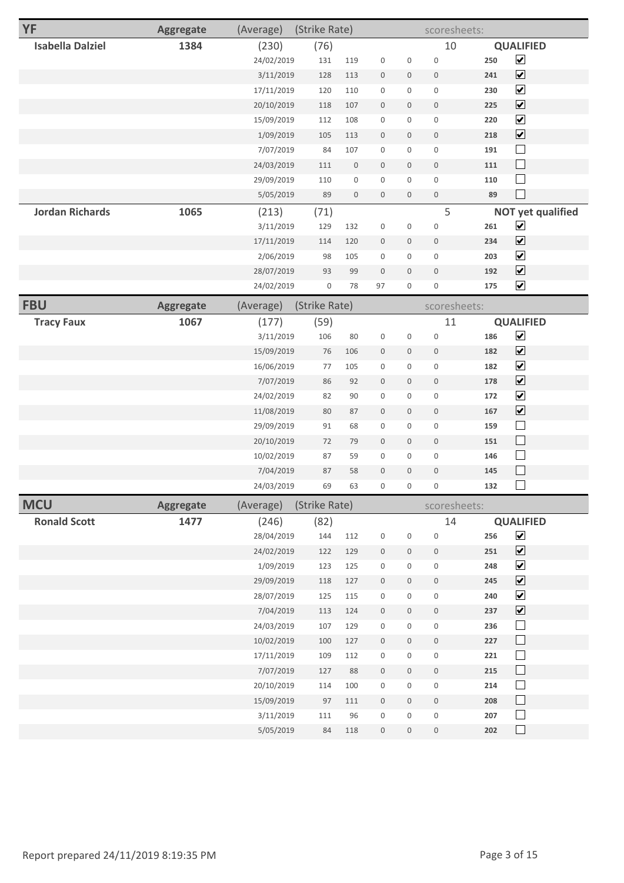| YF | Aggregate | (Average) | (Strike Rate) | | | | | scoresheets: | |
|---|---|---|---|---|---|---|---|---|---|
| **Isabella Dalziel** | **1384** | (230) | (76) | | | | | 10 | **QUALIFIED** |
| | | 24/02/2019 | 131 | 119 | 0 | 0 | 0 | **250** | ☑ |
| | | 3/11/2019 | 128 | 113 | 0 | 0 | 0 | **241** | ☑ |
| | | 17/11/2019 | 120 | 110 | 0 | 0 | 0 | **230** | ☑ |
| | | 20/10/2019 | 118 | 107 | 0 | 0 | 0 | **225** | ☑ |
| | | 15/09/2019 | 112 | 108 | 0 | 0 | 0 | **220** | ☑ |
| | | 1/09/2019 | 105 | 113 | 0 | 0 | 0 | **218** | ☑ |
| | | 7/07/2019 | 84 | 107 | 0 | 0 | 0 | **191** | ☐ |
| | | 24/03/2019 | 111 | 0 | 0 | 0 | 0 | **111** | ☐ |
| | | 29/09/2019 | 110 | 0 | 0 | 0 | 0 | **110** | ☐ |
| | | 5/05/2019 | 89 | 0 | 0 | 0 | 0 | **89** | ☐ |
| **Jordan Richards** | **1065** | (213) | (71) | | | | | 5 | **NOT yet qualified** |
| | | 3/11/2019 | 129 | 132 | 0 | 0 | 0 | **261** | ☑ |
| | | 17/11/2019 | 114 | 120 | 0 | 0 | 0 | **234** | ☑ |
| | | 2/06/2019 | 98 | 105 | 0 | 0 | 0 | **203** | ☑ |
| | | 28/07/2019 | 93 | 99 | 0 | 0 | 0 | **192** | ☑ |
| | | 24/02/2019 | 0 | 78 | 97 | 0 | 0 | **175** | ☑ |

| FBU | Aggregate | (Average) | (Strike Rate) | | | | | scoresheets: | |
|---|---|---|---|---|---|---|---|---|---|
| **Tracy Faux** | **1067** | (177) | (59) | | | | | 11 | **QUALIFIED** |
| | | 3/11/2019 | 106 | 80 | 0 | 0 | 0 | **186** | ☑ |
| | | 15/09/2019 | 76 | 106 | 0 | 0 | 0 | **182** | ☑ |
| | | 16/06/2019 | 77 | 105 | 0 | 0 | 0 | **182** | ☑ |
| | | 7/07/2019 | 86 | 92 | 0 | 0 | 0 | **178** | ☑ |
| | | 24/02/2019 | 82 | 90 | 0 | 0 | 0 | **172** | ☑ |
| | | 11/08/2019 | 80 | 87 | 0 | 0 | 0 | **167** | ☑ |
| | | 29/09/2019 | 91 | 68 | 0 | 0 | 0 | **159** | ☐ |
| | | 20/10/2019 | 72 | 79 | 0 | 0 | 0 | **151** | ☐ |
| | | 10/02/2019 | 87 | 59 | 0 | 0 | 0 | **146** | ☐ |
| | | 7/04/2019 | 87 | 58 | 0 | 0 | 0 | **145** | ☐ |
| | | 24/03/2019 | 69 | 63 | 0 | 0 | 0 | **132** | ☐ |

| MCU | Aggregate | (Average) | (Strike Rate) | | | | | scoresheets: | |
|---|---|---|---|---|---|---|---|---|---|
| **Ronald Scott** | **1477** | (246) | (82) | | | | | 14 | **QUALIFIED** |
| | | 28/04/2019 | 144 | 112 | 0 | 0 | 0 | **256** | ☑ |
| | | 24/02/2019 | 122 | 129 | 0 | 0 | 0 | **251** | ☑ |
| | | 1/09/2019 | 123 | 125 | 0 | 0 | 0 | **248** | ☑ |
| | | 29/09/2019 | 118 | 127 | 0 | 0 | 0 | **245** | ☑ |
| | | 28/07/2019 | 125 | 115 | 0 | 0 | 0 | **240** | ☑ |
| | | 7/04/2019 | 113 | 124 | 0 | 0 | 0 | **237** | ☑ |
| | | 24/03/2019 | 107 | 129 | 0 | 0 | 0 | **236** | ☐ |
| | | 10/02/2019 | 100 | 127 | 0 | 0 | 0 | **227** | ☐ |
| | | 17/11/2019 | 109 | 112 | 0 | 0 | 0 | **221** | ☐ |
| | | 7/07/2019 | 127 | 88 | 0 | 0 | 0 | **215** | ☐ |
| | | 20/10/2019 | 114 | 100 | 0 | 0 | 0 | **214** | ☐ |
| | | 15/09/2019 | 97 | 111 | 0 | 0 | 0 | **208** | ☐ |
| | | 3/11/2019 | 111 | 96 | 0 | 0 | 0 | **207** | ☐ |
| | | 5/05/2019 | 84 | 118 | 0 | 0 | 0 | **202** | ☐ |

Report prepared 24/11/2019 8:19:35 PM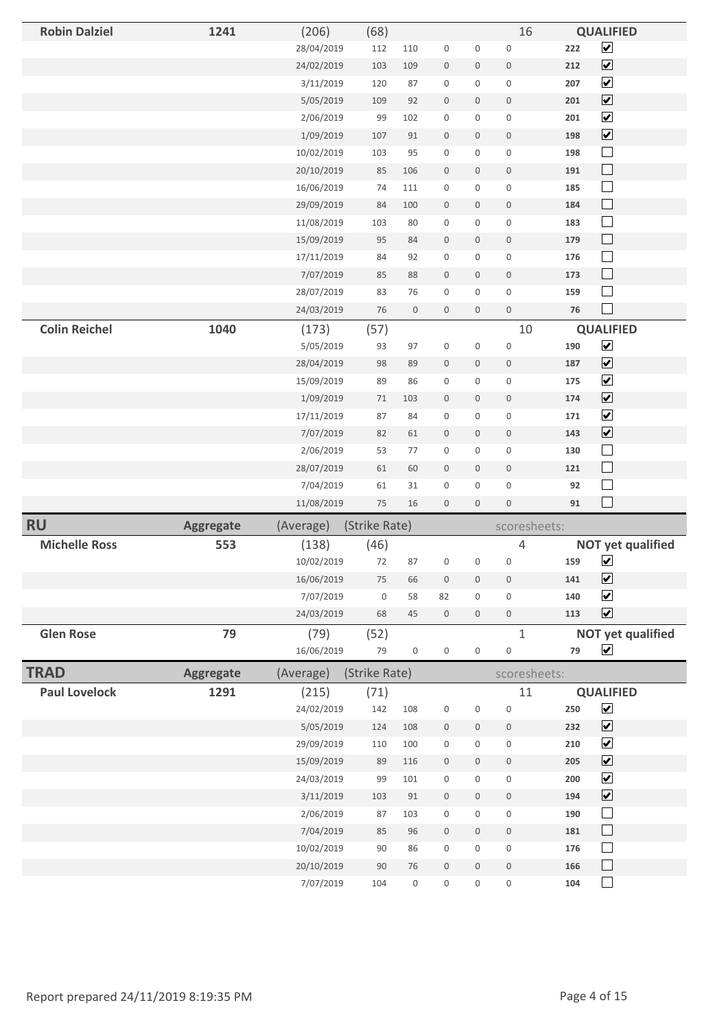| Name | Aggregate | (Average) | (Strike Rate) | | | | | scoresheets: | | |
|---|---|---|---|---|---|---|---|---|---|---|
| **Robin Dalziel** | **1241** | (206) | (68) | | | | | 16 | | **QUALIFIED** |
| | | 28/04/2019 | 112 | 110 | 0 | 0 | 0 | | **222** | ☑ |
| | | 24/02/2019 | 103 | 109 | 0 | 0 | 0 | | **212** | ☑ |
| | | 3/11/2019 | 120 | 87 | 0 | 0 | 0 | | **207** | ☑ |
| | | 5/05/2019 | 109 | 92 | 0 | 0 | 0 | | **201** | ☑ |
| | | 2/06/2019 | 99 | 102 | 0 | 0 | 0 | | **201** | ☑ |
| | | 1/09/2019 | 107 | 91 | 0 | 0 | 0 | | **198** | ☑ |
| | | 10/02/2019 | 103 | 95 | 0 | 0 | 0 | | **198** | ☐ |
| | | 20/10/2019 | 85 | 106 | 0 | 0 | 0 | | **191** | ☐ |
| | | 16/06/2019 | 74 | 111 | 0 | 0 | 0 | | **185** | ☐ |
| | | 29/09/2019 | 84 | 100 | 0 | 0 | 0 | | **184** | ☐ |
| | | 11/08/2019 | 103 | 80 | 0 | 0 | 0 | | **183** | ☐ |
| | | 15/09/2019 | 95 | 84 | 0 | 0 | 0 | | **179** | ☐ |
| | | 17/11/2019 | 84 | 92 | 0 | 0 | 0 | | **176** | ☐ |
| | | 7/07/2019 | 85 | 88 | 0 | 0 | 0 | | **173** | ☐ |
| | | 28/07/2019 | 83 | 76 | 0 | 0 | 0 | | **159** | ☐ |
| | | 24/03/2019 | 76 | 0 | 0 | 0 | 0 | | **76** | ☐ |
| **Colin Reichel** | **1040** | (173) | (57) | | | | | 10 | | **QUALIFIED** |
| | | 5/05/2019 | 93 | 97 | 0 | 0 | 0 | | **190** | ☑ |
| | | 28/04/2019 | 98 | 89 | 0 | 0 | 0 | | **187** | ☑ |
| | | 15/09/2019 | 89 | 86 | 0 | 0 | 0 | | **175** | ☑ |
| | | 1/09/2019 | 71 | 103 | 0 | 0 | 0 | | **174** | ☑ |
| | | 17/11/2019 | 87 | 84 | 0 | 0 | 0 | | **171** | ☑ |
| | | 7/07/2019 | 82 | 61 | 0 | 0 | 0 | | **143** | ☑ |
| | | 2/06/2019 | 53 | 77 | 0 | 0 | 0 | | **130** | ☐ |
| | | 28/07/2019 | 61 | 60 | 0 | 0 | 0 | | **121** | ☐ |
| | | 7/04/2019 | 61 | 31 | 0 | 0 | 0 | | **92** | ☐ |
| | | 11/08/2019 | 75 | 16 | 0 | 0 | 0 | | **91** | ☐ |

| **RU** | **Aggregate** | (Average) | (Strike Rate) | | | | | scoresheets: | | |
|---|---|---|---|---|---|---|---|---|---|---|
| **Michelle Ross** | **553** | (138) | (46) | | | | | 4 | | **NOT yet qualified** |
| | | 10/02/2019 | 72 | 87 | 0 | 0 | 0 | | **159** | ☑ |
| | | 16/06/2019 | 75 | 66 | 0 | 0 | 0 | | **141** | ☑ |
| | | 7/07/2019 | 0 | 58 | 82 | 0 | 0 | | **140** | ☑ |
| | | 24/03/2019 | 68 | 45 | 0 | 0 | 0 | | **113** | ☑ |
| **Glen Rose** | **79** | (79) | (52) | | | | | 1 | | **NOT yet qualified** |
| | | 16/06/2019 | 79 | 0 | 0 | 0 | 0 | | **79** | ☑ |

| **TRAD** | **Aggregate** | (Average) | (Strike Rate) | | | | | scoresheets: | | |
|---|---|---|---|---|---|---|---|---|---|---|
| **Paul Lovelock** | **1291** | (215) | (71) | | | | | 11 | | **QUALIFIED** |
| | | 24/02/2019 | 142 | 108 | 0 | 0 | 0 | | **250** | ☑ |
| | | 5/05/2019 | 124 | 108 | 0 | 0 | 0 | | **232** | ☑ |
| | | 29/09/2019 | 110 | 100 | 0 | 0 | 0 | | **210** | ☑ |
| | | 15/09/2019 | 89 | 116 | 0 | 0 | 0 | | **205** | ☑ |
| | | 24/03/2019 | 99 | 101 | 0 | 0 | 0 | | **200** | ☑ |
| | | 3/11/2019 | 103 | 91 | 0 | 0 | 0 | | **194** | ☑ |
| | | 2/06/2019 | 87 | 103 | 0 | 0 | 0 | | **190** | ☐ |
| | | 7/04/2019 | 85 | 96 | 0 | 0 | 0 | | **181** | ☐ |
| | | 10/02/2019 | 90 | 86 | 0 | 0 | 0 | | **176** | ☐ |
| | | 20/10/2019 | 90 | 76 | 0 | 0 | 0 | | **166** | ☐ |
| | | 7/07/2019 | 104 | 0 | 0 | 0 | 0 | | **104** | ☐ |

Report prepared 24/11/2019 8:19:35 PM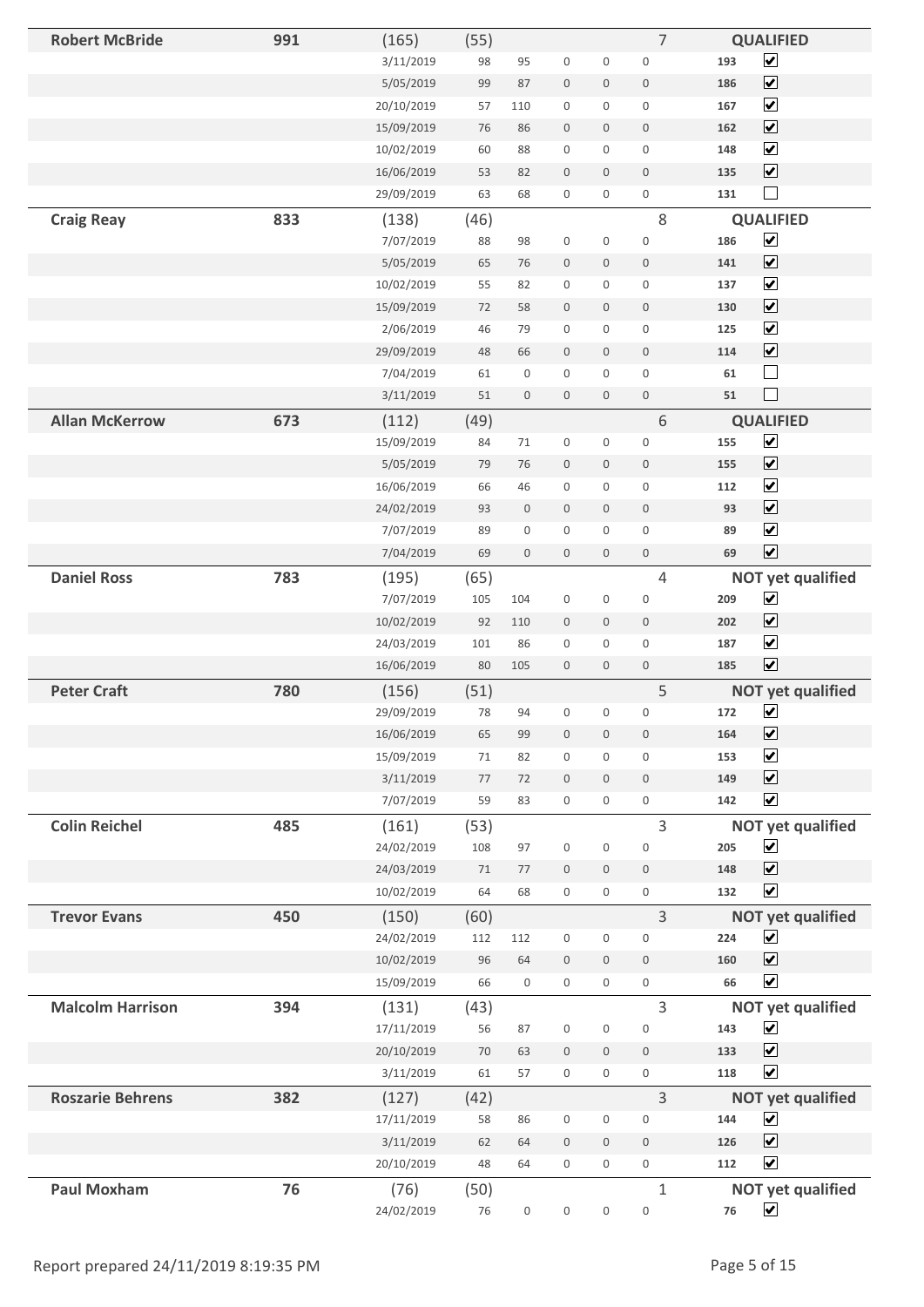| Name | Total | | | | | | | | | Status |
|---|---|---|---|---|---|---|---|---|---|---|
| **Robert McBride** | **991** | (165) | (55) | | | | 7 | | | **QUALIFIED** |
| | | 3/11/2019 | 98 | 95 | 0 | 0 | 0 | **193** | ☑ | |
| | | 5/05/2019 | 99 | 87 | 0 | 0 | 0 | **186** | ☑ | |
| | | 20/10/2019 | 57 | 110 | 0 | 0 | 0 | **167** | ☑ | |
| | | 15/09/2019 | 76 | 86 | 0 | 0 | 0 | **162** | ☑ | |
| | | 10/02/2019 | 60 | 88 | 0 | 0 | 0 | **148** | ☑ | |
| | | 16/06/2019 | 53 | 82 | 0 | 0 | 0 | **135** | ☑ | |
| | | 29/09/2019 | 63 | 68 | 0 | 0 | 0 | **131** | ☐ | |
| **Craig Reay** | **833** | (138) | (46) | | | | 8 | | | **QUALIFIED** |
| | | 7/07/2019 | 88 | 98 | 0 | 0 | 0 | **186** | ☑ | |
| | | 5/05/2019 | 65 | 76 | 0 | 0 | 0 | **141** | ☑ | |
| | | 10/02/2019 | 55 | 82 | 0 | 0 | 0 | **137** | ☑ | |
| | | 15/09/2019 | 72 | 58 | 0 | 0 | 0 | **130** | ☑ | |
| | | 2/06/2019 | 46 | 79 | 0 | 0 | 0 | **125** | ☑ | |
| | | 29/09/2019 | 48 | 66 | 0 | 0 | 0 | **114** | ☑ | |
| | | 7/04/2019 | 61 | 0 | 0 | 0 | 0 | **61** | ☐ | |
| | | 3/11/2019 | 51 | 0 | 0 | 0 | 0 | **51** | ☐ | |
| **Allan McKerrow** | **673** | (112) | (49) | | | | 6 | | | **QUALIFIED** |
| | | 15/09/2019 | 84 | 71 | 0 | 0 | 0 | **155** | ☑ | |
| | | 5/05/2019 | 79 | 76 | 0 | 0 | 0 | **155** | ☑ | |
| | | 16/06/2019 | 66 | 46 | 0 | 0 | 0 | **112** | ☑ | |
| | | 24/02/2019 | 93 | 0 | 0 | 0 | 0 | **93** | ☑ | |
| | | 7/07/2019 | 89 | 0 | 0 | 0 | 0 | **89** | ☑ | |
| | | 7/04/2019 | 69 | 0 | 0 | 0 | 0 | **69** | ☑ | |
| **Daniel Ross** | **783** | (195) | (65) | | | | 4 | | | **NOT yet qualified** |
| | | 7/07/2019 | 105 | 104 | 0 | 0 | 0 | **209** | ☑ | |
| | | 10/02/2019 | 92 | 110 | 0 | 0 | 0 | **202** | ☑ | |
| | | 24/03/2019 | 101 | 86 | 0 | 0 | 0 | **187** | ☑ | |
| | | 16/06/2019 | 80 | 105 | 0 | 0 | 0 | **185** | ☑ | |
| **Peter Craft** | **780** | (156) | (51) | | | | 5 | | | **NOT yet qualified** |
| | | 29/09/2019 | 78 | 94 | 0 | 0 | 0 | **172** | ☑ | |
| | | 16/06/2019 | 65 | 99 | 0 | 0 | 0 | **164** | ☑ | |
| | | 15/09/2019 | 71 | 82 | 0 | 0 | 0 | **153** | ☑ | |
| | | 3/11/2019 | 77 | 72 | 0 | 0 | 0 | **149** | ☑ | |
| | | 7/07/2019 | 59 | 83 | 0 | 0 | 0 | **142** | ☑ | |
| **Colin Reichel** | **485** | (161) | (53) | | | | 3 | | | **NOT yet qualified** |
| | | 24/02/2019 | 108 | 97 | 0 | 0 | 0 | **205** | ☑ | |
| | | 24/03/2019 | 71 | 77 | 0 | 0 | 0 | **148** | ☑ | |
| | | 10/02/2019 | 64 | 68 | 0 | 0 | 0 | **132** | ☑ | |
| **Trevor Evans** | **450** | (150) | (60) | | | | 3 | | | **NOT yet qualified** |
| | | 24/02/2019 | 112 | 112 | 0 | 0 | 0 | **224** | ☑ | |
| | | 10/02/2019 | 96 | 64 | 0 | 0 | 0 | **160** | ☑ | |
| | | 15/09/2019 | 66 | 0 | 0 | 0 | 0 | **66** | ☑ | |
| **Malcolm Harrison** | **394** | (131) | (43) | | | | 3 | | | **NOT yet qualified** |
| | | 17/11/2019 | 56 | 87 | 0 | 0 | 0 | **143** | ☑ | |
| | | 20/10/2019 | 70 | 63 | 0 | 0 | 0 | **133** | ☑ | |
| | | 3/11/2019 | 61 | 57 | 0 | 0 | 0 | **118** | ☑ | |
| **Roszarie Behrens** | **382** | (127) | (42) | | | | 3 | | | **NOT yet qualified** |
| | | 17/11/2019 | 58 | 86 | 0 | 0 | 0 | **144** | ☑ | |
| | | 3/11/2019 | 62 | 64 | 0 | 0 | 0 | **126** | ☑ | |
| | | 20/10/2019 | 48 | 64 | 0 | 0 | 0 | **112** | ☑ | |
| **Paul Moxham** | **76** | (76) | (50) | | | | 1 | | | **NOT yet qualified** |
| | | 24/02/2019 | 76 | 0 | 0 | 0 | 0 | **76** | ☑ | |

Report prepared 24/11/2019 8:19:35 PM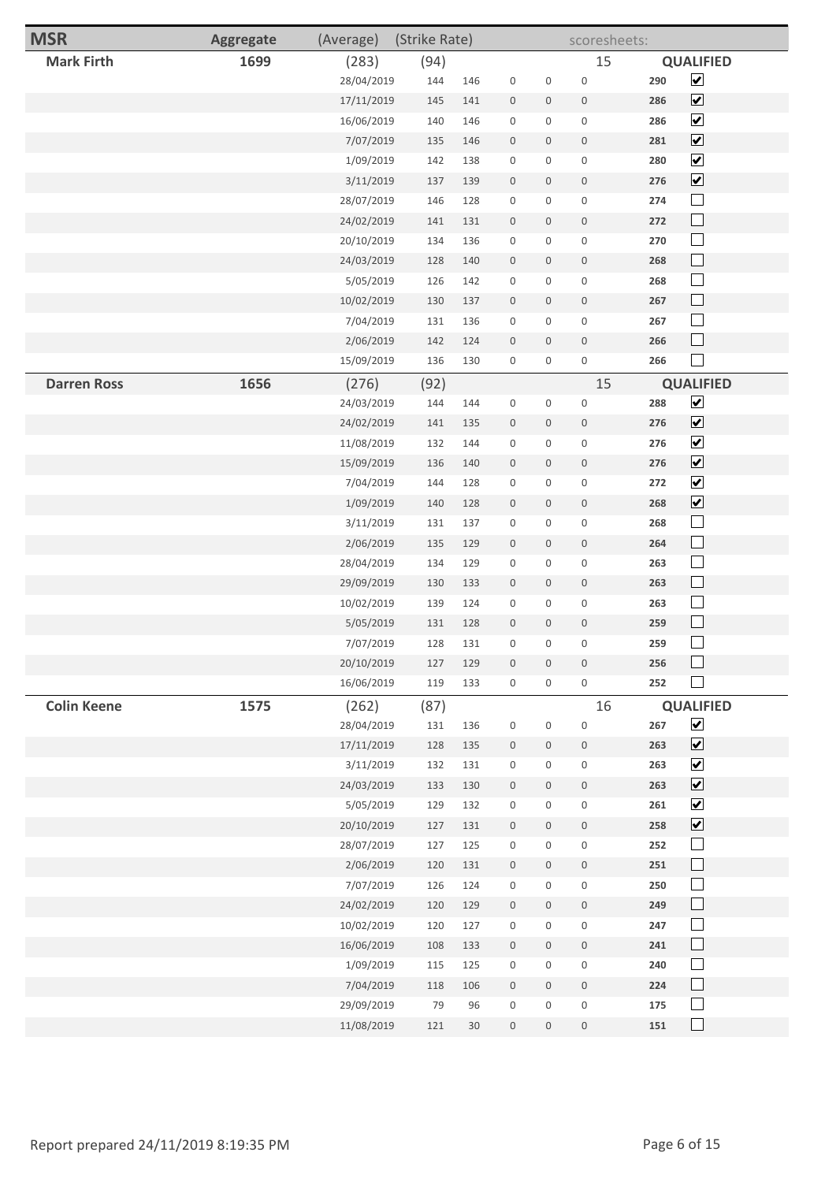| MSR | Aggregate | (Average) | (Strike Rate) | | | | | scoresheets: | |
|---|---|---|---|---|---|---|---|---|---|
| **Mark Firth** | **1699** | (283) | (94) | | | | 15 | | **QUALIFIED** |
| | | 28/04/2019 | 144 | 146 | 0 | 0 | 0 | **290** | ☑ |
| | | 17/11/2019 | 145 | 141 | 0 | 0 | 0 | **286** | ☑ |
| | | 16/06/2019 | 140 | 146 | 0 | 0 | 0 | **286** | ☑ |
| | | 7/07/2019 | 135 | 146 | 0 | 0 | 0 | **281** | ☑ |
| | | 1/09/2019 | 142 | 138 | 0 | 0 | 0 | **280** | ☑ |
| | | 3/11/2019 | 137 | 139 | 0 | 0 | 0 | **276** | ☑ |
| | | 28/07/2019 | 146 | 128 | 0 | 0 | 0 | **274** | ☐ |
| | | 24/02/2019 | 141 | 131 | 0 | 0 | 0 | **272** | ☐ |
| | | 20/10/2019 | 134 | 136 | 0 | 0 | 0 | **270** | ☐ |
| | | 24/03/2019 | 128 | 140 | 0 | 0 | 0 | **268** | ☐ |
| | | 5/05/2019 | 126 | 142 | 0 | 0 | 0 | **268** | ☐ |
| | | 10/02/2019 | 130 | 137 | 0 | 0 | 0 | **267** | ☐ |
| | | 7/04/2019 | 131 | 136 | 0 | 0 | 0 | **267** | ☐ |
| | | 2/06/2019 | 142 | 124 | 0 | 0 | 0 | **266** | ☐ |
| | | 15/09/2019 | 136 | 130 | 0 | 0 | 0 | **266** | ☐ |
| **Darren Ross** | **1656** | (276) | (92) | | | | 15 | | **QUALIFIED** |
| | | 24/03/2019 | 144 | 144 | 0 | 0 | 0 | **288** | ☑ |
| | | 24/02/2019 | 141 | 135 | 0 | 0 | 0 | **276** | ☑ |
| | | 11/08/2019 | 132 | 144 | 0 | 0 | 0 | **276** | ☑ |
| | | 15/09/2019 | 136 | 140 | 0 | 0 | 0 | **276** | ☑ |
| | | 7/04/2019 | 144 | 128 | 0 | 0 | 0 | **272** | ☑ |
| | | 1/09/2019 | 140 | 128 | 0 | 0 | 0 | **268** | ☑ |
| | | 3/11/2019 | 131 | 137 | 0 | 0 | 0 | **268** | ☐ |
| | | 2/06/2019 | 135 | 129 | 0 | 0 | 0 | **264** | ☐ |
| | | 28/04/2019 | 134 | 129 | 0 | 0 | 0 | **263** | ☐ |
| | | 29/09/2019 | 130 | 133 | 0 | 0 | 0 | **263** | ☐ |
| | | 10/02/2019 | 139 | 124 | 0 | 0 | 0 | **263** | ☐ |
| | | 5/05/2019 | 131 | 128 | 0 | 0 | 0 | **259** | ☐ |
| | | 7/07/2019 | 128 | 131 | 0 | 0 | 0 | **259** | ☐ |
| | | 20/10/2019 | 127 | 129 | 0 | 0 | 0 | **256** | ☐ |
| | | 16/06/2019 | 119 | 133 | 0 | 0 | 0 | **252** | ☐ |
| **Colin Keene** | **1575** | (262) | (87) | | | | 16 | | **QUALIFIED** |
| | | 28/04/2019 | 131 | 136 | 0 | 0 | 0 | **267** | ☑ |
| | | 17/11/2019 | 128 | 135 | 0 | 0 | 0 | **263** | ☑ |
| | | 3/11/2019 | 132 | 131 | 0 | 0 | 0 | **263** | ☑ |
| | | 24/03/2019 | 133 | 130 | 0 | 0 | 0 | **263** | ☑ |
| | | 5/05/2019 | 129 | 132 | 0 | 0 | 0 | **261** | ☑ |
| | | 20/10/2019 | 127 | 131 | 0 | 0 | 0 | **258** | ☑ |
| | | 28/07/2019 | 127 | 125 | 0 | 0 | 0 | **252** | ☐ |
| | | 2/06/2019 | 120 | 131 | 0 | 0 | 0 | **251** | ☐ |
| | | 7/07/2019 | 126 | 124 | 0 | 0 | 0 | **250** | ☐ |
| | | 24/02/2019 | 120 | 129 | 0 | 0 | 0 | **249** | ☐ |
| | | 10/02/2019 | 120 | 127 | 0 | 0 | 0 | **247** | ☐ |
| | | 16/06/2019 | 108 | 133 | 0 | 0 | 0 | **241** | ☐ |
| | | 1/09/2019 | 115 | 125 | 0 | 0 | 0 | **240** | ☐ |
| | | 7/04/2019 | 118 | 106 | 0 | 0 | 0 | **224** | ☐ |
| | | 29/09/2019 | 79 | 96 | 0 | 0 | 0 | **175** | ☐ |
| | | 11/08/2019 | 121 | 30 | 0 | 0 | 0 | **151** | ☐ |

Report prepared 24/11/2019 8:19:35 PM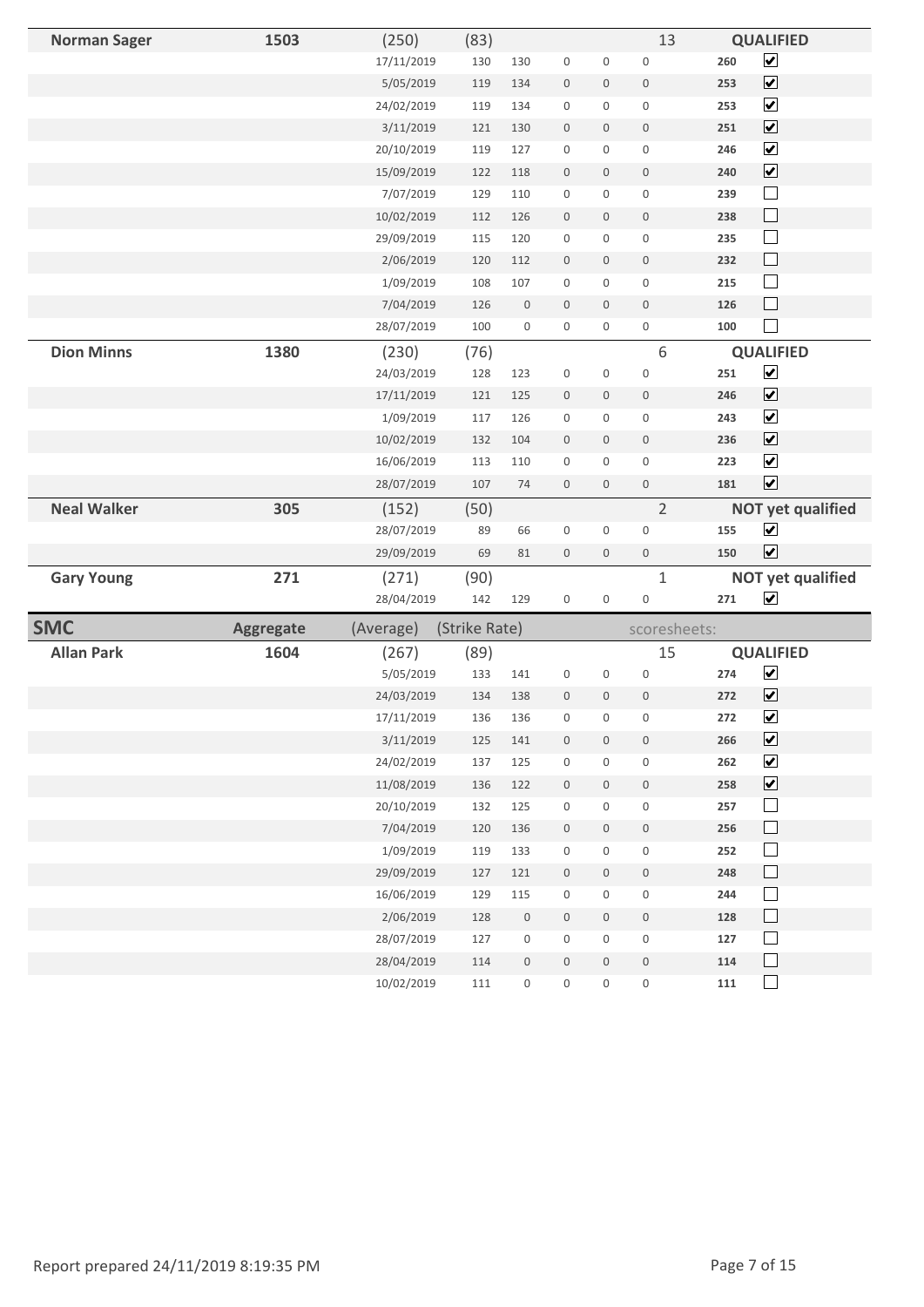| Name | Aggregate | (Average) | (Strike Rate) | | | | | scoresheets: | | |
|---|---|---|---|---|---|---|---|---|---|---|
| **Norman Sager** | **1503** | (250) | (83) | | | | | 13 | | **QUALIFIED** |
| | | 17/11/2019 | 130 | 130 | 0 | 0 | 0 | | **260** | ☑ |
| | | 5/05/2019 | 119 | 134 | 0 | 0 | 0 | | **253** | ☑ |
| | | 24/02/2019 | 119 | 134 | 0 | 0 | 0 | | **253** | ☑ |
| | | 3/11/2019 | 121 | 130 | 0 | 0 | 0 | | **251** | ☑ |
| | | 20/10/2019 | 119 | 127 | 0 | 0 | 0 | | **246** | ☑ |
| | | 15/09/2019 | 122 | 118 | 0 | 0 | 0 | | **240** | ☑ |
| | | 7/07/2019 | 129 | 110 | 0 | 0 | 0 | | **239** | ☐ |
| | | 10/02/2019 | 112 | 126 | 0 | 0 | 0 | | **238** | ☐ |
| | | 29/09/2019 | 115 | 120 | 0 | 0 | 0 | | **235** | ☐ |
| | | 2/06/2019 | 120 | 112 | 0 | 0 | 0 | | **232** | ☐ |
| | | 1/09/2019 | 108 | 107 | 0 | 0 | 0 | | **215** | ☐ |
| | | 7/04/2019 | 126 | 0 | 0 | 0 | 0 | | **126** | ☐ |
| | | 28/07/2019 | 100 | 0 | 0 | 0 | 0 | | **100** | ☐ |
| **Dion Minns** | **1380** | (230) | (76) | | | | | 6 | | **QUALIFIED** |
| | | 24/03/2019 | 128 | 123 | 0 | 0 | 0 | | **251** | ☑ |
| | | 17/11/2019 | 121 | 125 | 0 | 0 | 0 | | **246** | ☑ |
| | | 1/09/2019 | 117 | 126 | 0 | 0 | 0 | | **243** | ☑ |
| | | 10/02/2019 | 132 | 104 | 0 | 0 | 0 | | **236** | ☑ |
| | | 16/06/2019 | 113 | 110 | 0 | 0 | 0 | | **223** | ☑ |
| | | 28/07/2019 | 107 | 74 | 0 | 0 | 0 | | **181** | ☑ |
| **Neal Walker** | **305** | (152) | (50) | | | | | 2 | | **NOT yet qualified** |
| | | 28/07/2019 | 89 | 66 | 0 | 0 | 0 | | **155** | ☑ |
| | | 29/09/2019 | 69 | 81 | 0 | 0 | 0 | | **150** | ☑ |
| **Gary Young** | **271** | (271) | (90) | | | | | 1 | | **NOT yet qualified** |
| | | 28/04/2019 | 142 | 129 | 0 | 0 | 0 | | **271** | ☑ |

| **SMC** | **Aggregate** | (Average) | (Strike Rate) | | | | | scoresheets: | | |
|---|---|---|---|---|---|---|---|---|---|---|
| **Allan Park** | **1604** | (267) | (89) | | | | | 15 | | **QUALIFIED** |
| | | 5/05/2019 | 133 | 141 | 0 | 0 | 0 | | **274** | ☑ |
| | | 24/03/2019 | 134 | 138 | 0 | 0 | 0 | | **272** | ☑ |
| | | 17/11/2019 | 136 | 136 | 0 | 0 | 0 | | **272** | ☑ |
| | | 3/11/2019 | 125 | 141 | 0 | 0 | 0 | | **266** | ☑ |
| | | 24/02/2019 | 137 | 125 | 0 | 0 | 0 | | **262** | ☑ |
| | | 11/08/2019 | 136 | 122 | 0 | 0 | 0 | | **258** | ☑ |
| | | 20/10/2019 | 132 | 125 | 0 | 0 | 0 | | **257** | ☐ |
| | | 7/04/2019 | 120 | 136 | 0 | 0 | 0 | | **256** | ☐ |
| | | 1/09/2019 | 119 | 133 | 0 | 0 | 0 | | **252** | ☐ |
| | | 29/09/2019 | 127 | 121 | 0 | 0 | 0 | | **248** | ☐ |
| | | 16/06/2019 | 129 | 115 | 0 | 0 | 0 | | **244** | ☐ |
| | | 2/06/2019 | 128 | 0 | 0 | 0 | 0 | | **128** | ☐ |
| | | 28/07/2019 | 127 | 0 | 0 | 0 | 0 | | **127** | ☐ |
| | | 28/04/2019 | 114 | 0 | 0 | 0 | 0 | | **114** | ☐ |
| | | 10/02/2019 | 111 | 0 | 0 | 0 | 0 | | **111** | ☐ |

Report prepared 24/11/2019 8:19:35 PM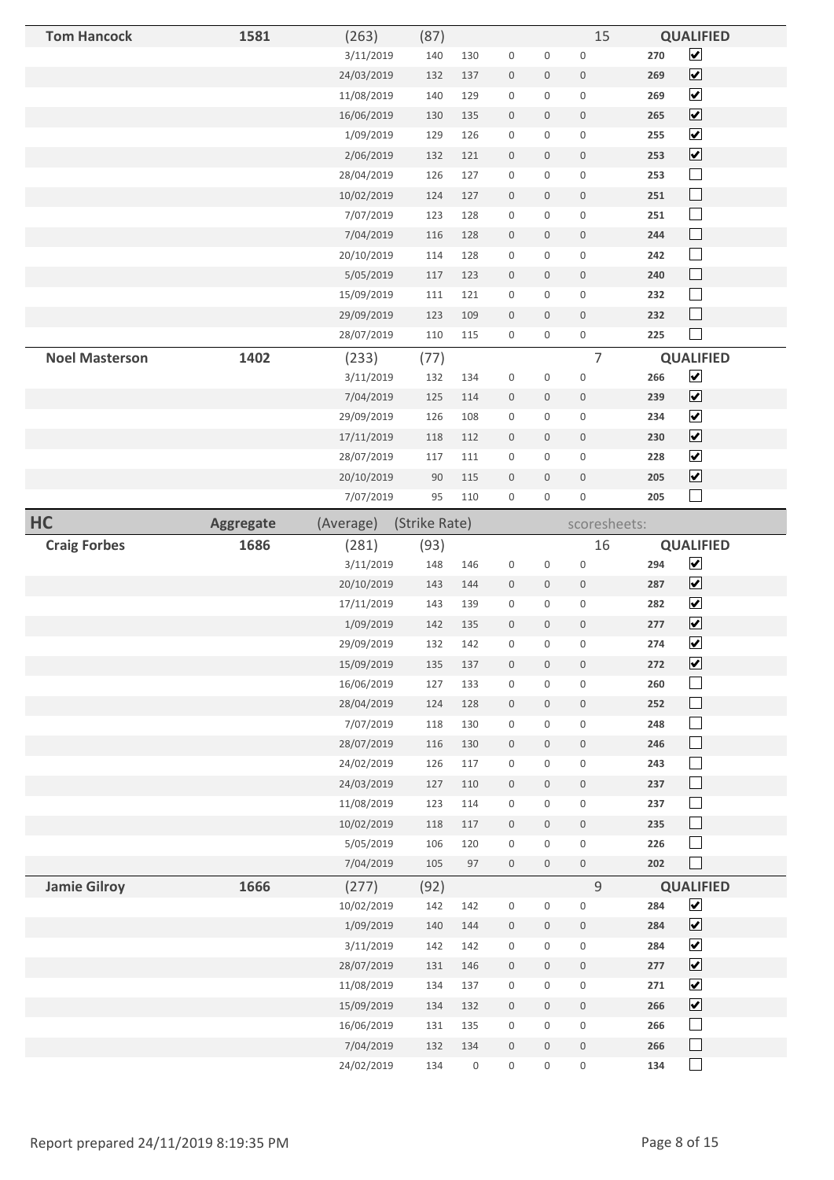| Name | Aggregate | (Average) | (Strike Rate) | | | | | scoresheets: | Total | QUALIFIED |
|---|---|---|---|---|---|---|---|---|---|---|
| **Tom Hancock** | **1581** | (263) | (87) | | | | | 15 | | **QUALIFIED** |
| | | 3/11/2019 | 140 | 130 | 0 | 0 | 0 | | **270** | ☑ |
| | | 24/03/2019 | 132 | 137 | 0 | 0 | 0 | | **269** | ☑ |
| | | 11/08/2019 | 140 | 129 | 0 | 0 | 0 | | **269** | ☑ |
| | | 16/06/2019 | 130 | 135 | 0 | 0 | 0 | | **265** | ☑ |
| | | 1/09/2019 | 129 | 126 | 0 | 0 | 0 | | **255** | ☑ |
| | | 2/06/2019 | 132 | 121 | 0 | 0 | 0 | | **253** | ☑ |
| | | 28/04/2019 | 126 | 127 | 0 | 0 | 0 | | **253** | ☐ |
| | | 10/02/2019 | 124 | 127 | 0 | 0 | 0 | | **251** | ☐ |
| | | 7/07/2019 | 123 | 128 | 0 | 0 | 0 | | **251** | ☐ |
| | | 7/04/2019 | 116 | 128 | 0 | 0 | 0 | | **244** | ☐ |
| | | 20/10/2019 | 114 | 128 | 0 | 0 | 0 | | **242** | ☐ |
| | | 5/05/2019 | 117 | 123 | 0 | 0 | 0 | | **240** | ☐ |
| | | 15/09/2019 | 111 | 121 | 0 | 0 | 0 | | **232** | ☐ |
| | | 29/09/2019 | 123 | 109 | 0 | 0 | 0 | | **232** | ☐ |
| | | 28/07/2019 | 110 | 115 | 0 | 0 | 0 | | **225** | ☐ |
| **Noel Masterson** | **1402** | (233) | (77) | | | | | 7 | | **QUALIFIED** |
| | | 3/11/2019 | 132 | 134 | 0 | 0 | 0 | | **266** | ☑ |
| | | 7/04/2019 | 125 | 114 | 0 | 0 | 0 | | **239** | ☑ |
| | | 29/09/2019 | 126 | 108 | 0 | 0 | 0 | | **234** | ☑ |
| | | 17/11/2019 | 118 | 112 | 0 | 0 | 0 | | **230** | ☑ |
| | | 28/07/2019 | 117 | 111 | 0 | 0 | 0 | | **228** | ☑ |
| | | 20/10/2019 | 90 | 115 | 0 | 0 | 0 | | **205** | ☑ |
| | | 7/07/2019 | 95 | 110 | 0 | 0 | 0 | | **205** | ☐ |

| HC | Aggregate | (Average) | (Strike Rate) | | | | | scoresheets: | Total | QUALIFIED |
|---|---|---|---|---|---|---|---|---|---|---|
| **Craig Forbes** | **1686** | (281) | (93) | | | | | 16 | | **QUALIFIED** |
| | | 3/11/2019 | 148 | 146 | 0 | 0 | 0 | | **294** | ☑ |
| | | 20/10/2019 | 143 | 144 | 0 | 0 | 0 | | **287** | ☑ |
| | | 17/11/2019 | 143 | 139 | 0 | 0 | 0 | | **282** | ☑ |
| | | 1/09/2019 | 142 | 135 | 0 | 0 | 0 | | **277** | ☑ |
| | | 29/09/2019 | 132 | 142 | 0 | 0 | 0 | | **274** | ☑ |
| | | 15/09/2019 | 135 | 137 | 0 | 0 | 0 | | **272** | ☑ |
| | | 16/06/2019 | 127 | 133 | 0 | 0 | 0 | | **260** | ☐ |
| | | 28/04/2019 | 124 | 128 | 0 | 0 | 0 | | **252** | ☐ |
| | | 7/07/2019 | 118 | 130 | 0 | 0 | 0 | | **248** | ☐ |
| | | 28/07/2019 | 116 | 130 | 0 | 0 | 0 | | **246** | ☐ |
| | | 24/02/2019 | 126 | 117 | 0 | 0 | 0 | | **243** | ☐ |
| | | 24/03/2019 | 127 | 110 | 0 | 0 | 0 | | **237** | ☐ |
| | | 11/08/2019 | 123 | 114 | 0 | 0 | 0 | | **237** | ☐ |
| | | 10/02/2019 | 118 | 117 | 0 | 0 | 0 | | **235** | ☐ |
| | | 5/05/2019 | 106 | 120 | 0 | 0 | 0 | | **226** | ☐ |
| | | 7/04/2019 | 105 | 97 | 0 | 0 | 0 | | **202** | ☐ |
| **Jamie Gilroy** | **1666** | (277) | (92) | | | | | 9 | | **QUALIFIED** |
| | | 10/02/2019 | 142 | 142 | 0 | 0 | 0 | | **284** | ☑ |
| | | 1/09/2019 | 140 | 144 | 0 | 0 | 0 | | **284** | ☑ |
| | | 3/11/2019 | 142 | 142 | 0 | 0 | 0 | | **284** | ☑ |
| | | 28/07/2019 | 131 | 146 | 0 | 0 | 0 | | **277** | ☑ |
| | | 11/08/2019 | 134 | 137 | 0 | 0 | 0 | | **271** | ☑ |
| | | 15/09/2019 | 134 | 132 | 0 | 0 | 0 | | **266** | ☑ |
| | | 16/06/2019 | 131 | 135 | 0 | 0 | 0 | | **266** | ☐ |
| | | 7/04/2019 | 132 | 134 | 0 | 0 | 0 | | **266** | ☐ |
| | | 24/02/2019 | 134 | 0 | 0 | 0 | 0 | | **134** | ☐ |

Report prepared 24/11/2019 8:19:35 PM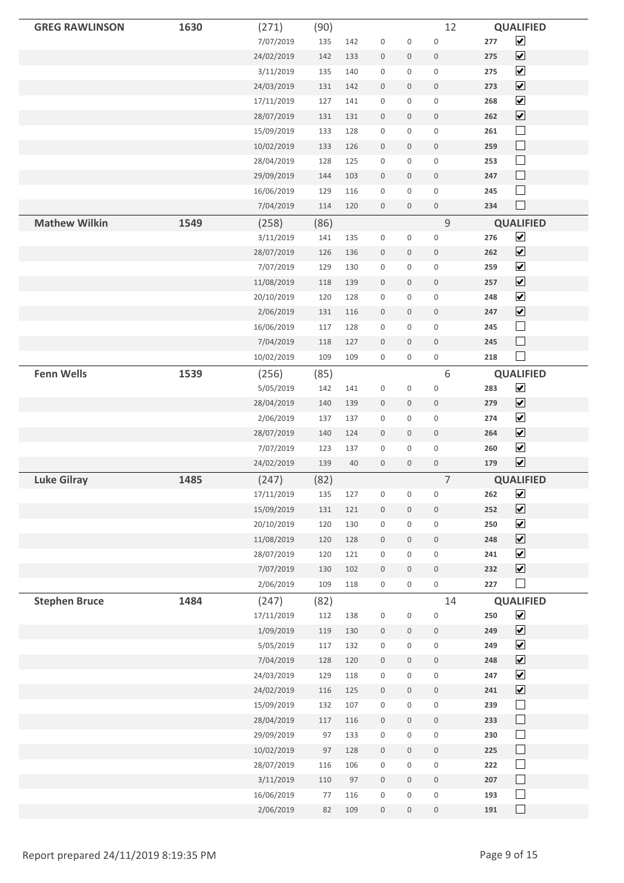| | | | | | | | | | | |
|---|---|---|---|---|---|---|---|---|---|---|
| **GREG RAWLINSON** | **1630** | (271) | (90) | | | | 12 | | **QUALIFIED** | |
| | | 7/07/2019 | 135 | 142 | 0 | 0 | 0 | **277** | ☑ |
| | | 24/02/2019 | 142 | 133 | 0 | 0 | 0 | **275** | ☑ |
| | | 3/11/2019 | 135 | 140 | 0 | 0 | 0 | **275** | ☑ |
| | | 24/03/2019 | 131 | 142 | 0 | 0 | 0 | **273** | ☑ |
| | | 17/11/2019 | 127 | 141 | 0 | 0 | 0 | **268** | ☑ |
| | | 28/07/2019 | 131 | 131 | 0 | 0 | 0 | **262** | ☑ |
| | | 15/09/2019 | 133 | 128 | 0 | 0 | 0 | **261** | ☐ |
| | | 10/02/2019 | 133 | 126 | 0 | 0 | 0 | **259** | ☐ |
| | | 28/04/2019 | 128 | 125 | 0 | 0 | 0 | **253** | ☐ |
| | | 29/09/2019 | 144 | 103 | 0 | 0 | 0 | **247** | ☐ |
| | | 16/06/2019 | 129 | 116 | 0 | 0 | 0 | **245** | ☐ |
| | | 7/04/2019 | 114 | 120 | 0 | 0 | 0 | **234** | ☐ |
| **Mathew Wilkin** | **1549** | (258) | (86) | | | | 9 | | **QUALIFIED** |
| | | 3/11/2019 | 141 | 135 | 0 | 0 | 0 | **276** | ☑ |
| | | 28/07/2019 | 126 | 136 | 0 | 0 | 0 | **262** | ☑ |
| | | 7/07/2019 | 129 | 130 | 0 | 0 | 0 | **259** | ☑ |
| | | 11/08/2019 | 118 | 139 | 0 | 0 | 0 | **257** | ☑ |
| | | 20/10/2019 | 120 | 128 | 0 | 0 | 0 | **248** | ☑ |
| | | 2/06/2019 | 131 | 116 | 0 | 0 | 0 | **247** | ☑ |
| | | 16/06/2019 | 117 | 128 | 0 | 0 | 0 | **245** | ☐ |
| | | 7/04/2019 | 118 | 127 | 0 | 0 | 0 | **245** | ☐ |
| | | 10/02/2019 | 109 | 109 | 0 | 0 | 0 | **218** | ☐ |
| **Fenn Wells** | **1539** | (256) | (85) | | | | 6 | | **QUALIFIED** |
| | | 5/05/2019 | 142 | 141 | 0 | 0 | 0 | **283** | ☑ |
| | | 28/04/2019 | 140 | 139 | 0 | 0 | 0 | **279** | ☑ |
| | | 2/06/2019 | 137 | 137 | 0 | 0 | 0 | **274** | ☑ |
| | | 28/07/2019 | 140 | 124 | 0 | 0 | 0 | **264** | ☑ |
| | | 7/07/2019 | 123 | 137 | 0 | 0 | 0 | **260** | ☑ |
| | | 24/02/2019 | 139 | 40 | 0 | 0 | 0 | **179** | ☑ |
| **Luke Gilray** | **1485** | (247) | (82) | | | | 7 | | **QUALIFIED** |
| | | 17/11/2019 | 135 | 127 | 0 | 0 | 0 | **262** | ☑ |
| | | 15/09/2019 | 131 | 121 | 0 | 0 | 0 | **252** | ☑ |
| | | 20/10/2019 | 120 | 130 | 0 | 0 | 0 | **250** | ☑ |
| | | 11/08/2019 | 120 | 128 | 0 | 0 | 0 | **248** | ☑ |
| | | 28/07/2019 | 120 | 121 | 0 | 0 | 0 | **241** | ☑ |
| | | 7/07/2019 | 130 | 102 | 0 | 0 | 0 | **232** | ☑ |
| | | 2/06/2019 | 109 | 118 | 0 | 0 | 0 | **227** | ☐ |
| **Stephen Bruce** | **1484** | (247) | (82) | | | | 14 | | **QUALIFIED** |
| | | 17/11/2019 | 112 | 138 | 0 | 0 | 0 | **250** | ☑ |
| | | 1/09/2019 | 119 | 130 | 0 | 0 | 0 | **249** | ☑ |
| | | 5/05/2019 | 117 | 132 | 0 | 0 | 0 | **249** | ☑ |
| | | 7/04/2019 | 128 | 120 | 0 | 0 | 0 | **248** | ☑ |
| | | 24/03/2019 | 129 | 118 | 0 | 0 | 0 | **247** | ☑ |
| | | 24/02/2019 | 116 | 125 | 0 | 0 | 0 | **241** | ☑ |
| | | 15/09/2019 | 132 | 107 | 0 | 0 | 0 | **239** | ☐ |
| | | 28/04/2019 | 117 | 116 | 0 | 0 | 0 | **233** | ☐ |
| | | 29/09/2019 | 97 | 133 | 0 | 0 | 0 | **230** | ☐ |
| | | 10/02/2019 | 97 | 128 | 0 | 0 | 0 | **225** | ☐ |
| | | 28/07/2019 | 116 | 106 | 0 | 0 | 0 | **222** | ☐ |
| | | 3/11/2019 | 110 | 97 | 0 | 0 | 0 | **207** | ☐ |
| | | 16/06/2019 | 77 | 116 | 0 | 0 | 0 | **193** | ☐ |
| | | 2/06/2019 | 82 | 109 | 0 | 0 | 0 | **191** | ☐ |

Report prepared 24/11/2019 8:19:35 PM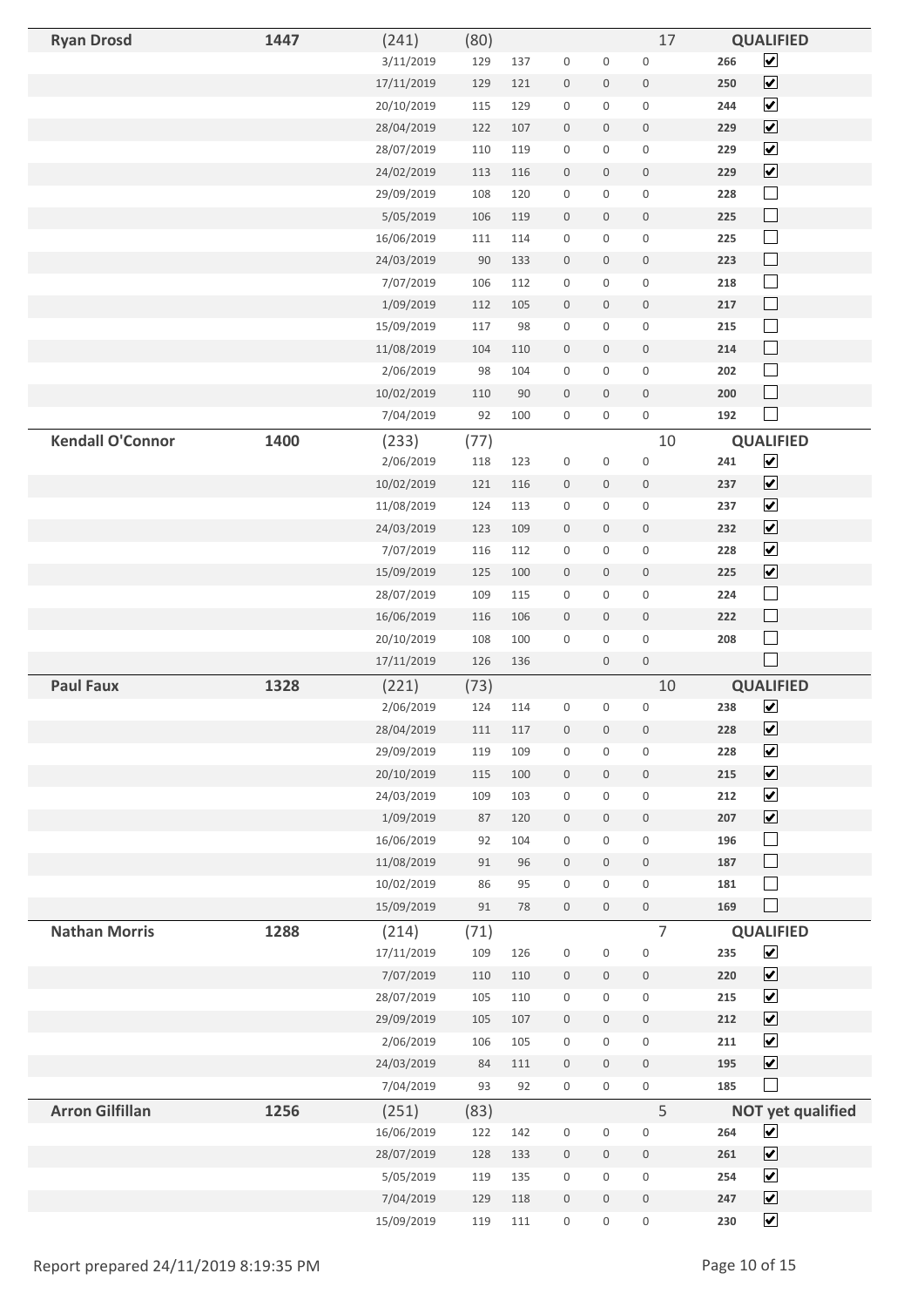| Name | Total | | | | | | | Score | Status |
|---|---|---|---|---|---|---|---|---|---|
| **Ryan Drosd** | **1447** | (241) | (80) | | | | 17 | | **QUALIFIED** |
| | | 3/11/2019 | 129 | 137 | 0 | 0 | 0 | **266** | ☑ |
| | | 17/11/2019 | 129 | 121 | 0 | 0 | 0 | **250** | ☑ |
| | | 20/10/2019 | 115 | 129 | 0 | 0 | 0 | **244** | ☑ |
| | | 28/04/2019 | 122 | 107 | 0 | 0 | 0 | **229** | ☑ |
| | | 28/07/2019 | 110 | 119 | 0 | 0 | 0 | **229** | ☑ |
| | | 24/02/2019 | 113 | 116 | 0 | 0 | 0 | **229** | ☑ |
| | | 29/09/2019 | 108 | 120 | 0 | 0 | 0 | **228** | ☐ |
| | | 5/05/2019 | 106 | 119 | 0 | 0 | 0 | **225** | ☐ |
| | | 16/06/2019 | 111 | 114 | 0 | 0 | 0 | **225** | ☐ |
| | | 24/03/2019 | 90 | 133 | 0 | 0 | 0 | **223** | ☐ |
| | | 7/07/2019 | 106 | 112 | 0 | 0 | 0 | **218** | ☐ |
| | | 1/09/2019 | 112 | 105 | 0 | 0 | 0 | **217** | ☐ |
| | | 15/09/2019 | 117 | 98 | 0 | 0 | 0 | **215** | ☐ |
| | | 11/08/2019 | 104 | 110 | 0 | 0 | 0 | **214** | ☐ |
| | | 2/06/2019 | 98 | 104 | 0 | 0 | 0 | **202** | ☐ |
| | | 10/02/2019 | 110 | 90 | 0 | 0 | 0 | **200** | ☐ |
| | | 7/04/2019 | 92 | 100 | 0 | 0 | 0 | **192** | ☐ |
| **Kendall O'Connor** | **1400** | (233) | (77) | | | | 10 | | **QUALIFIED** |
| | | 2/06/2019 | 118 | 123 | 0 | 0 | 0 | **241** | ☑ |
| | | 10/02/2019 | 121 | 116 | 0 | 0 | 0 | **237** | ☑ |
| | | 11/08/2019 | 124 | 113 | 0 | 0 | 0 | **237** | ☑ |
| | | 24/03/2019 | 123 | 109 | 0 | 0 | 0 | **232** | ☑ |
| | | 7/07/2019 | 116 | 112 | 0 | 0 | 0 | **228** | ☑ |
| | | 15/09/2019 | 125 | 100 | 0 | 0 | 0 | **225** | ☑ |
| | | 28/07/2019 | 109 | 115 | 0 | 0 | 0 | **224** | ☐ |
| | | 16/06/2019 | 116 | 106 | 0 | 0 | 0 | **222** | ☐ |
| | | 20/10/2019 | 108 | 100 | 0 | 0 | 0 | **208** | ☐ |
| | | 17/11/2019 | 126 | 136 | | 0 | 0 | | ☐ |
| **Paul Faux** | **1328** | (221) | (73) | | | | 10 | | **QUALIFIED** |
| | | 2/06/2019 | 124 | 114 | 0 | 0 | 0 | **238** | ☑ |
| | | 28/04/2019 | 111 | 117 | 0 | 0 | 0 | **228** | ☑ |
| | | 29/09/2019 | 119 | 109 | 0 | 0 | 0 | **228** | ☑ |
| | | 20/10/2019 | 115 | 100 | 0 | 0 | 0 | **215** | ☑ |
| | | 24/03/2019 | 109 | 103 | 0 | 0 | 0 | **212** | ☑ |
| | | 1/09/2019 | 87 | 120 | 0 | 0 | 0 | **207** | ☑ |
| | | 16/06/2019 | 92 | 104 | 0 | 0 | 0 | **196** | ☐ |
| | | 11/08/2019 | 91 | 96 | 0 | 0 | 0 | **187** | ☐ |
| | | 10/02/2019 | 86 | 95 | 0 | 0 | 0 | **181** | ☐ |
| | | 15/09/2019 | 91 | 78 | 0 | 0 | 0 | **169** | ☐ |
| **Nathan Morris** | **1288** | (214) | (71) | | | | 7 | | **QUALIFIED** |
| | | 17/11/2019 | 109 | 126 | 0 | 0 | 0 | **235** | ☑ |
| | | 7/07/2019 | 110 | 110 | 0 | 0 | 0 | **220** | ☑ |
| | | 28/07/2019 | 105 | 110 | 0 | 0 | 0 | **215** | ☑ |
| | | 29/09/2019 | 105 | 107 | 0 | 0 | 0 | **212** | ☑ |
| | | 2/06/2019 | 106 | 105 | 0 | 0 | 0 | **211** | ☑ |
| | | 24/03/2019 | 84 | 111 | 0 | 0 | 0 | **195** | ☑ |
| | | 7/04/2019 | 93 | 92 | 0 | 0 | 0 | **185** | ☐ |
| **Arron Gilfillan** | **1256** | (251) | (83) | | | | 5 | | **NOT yet qualified** |
| | | 16/06/2019 | 122 | 142 | 0 | 0 | 0 | **264** | ☑ |
| | | 28/07/2019 | 128 | 133 | 0 | 0 | 0 | **261** | ☑ |
| | | 5/05/2019 | 119 | 135 | 0 | 0 | 0 | **254** | ☑ |
| | | 7/04/2019 | 129 | 118 | 0 | 0 | 0 | **247** | ☑ |
| | | 15/09/2019 | 119 | 111 | 0 | 0 | 0 | **230** | ☑ |

Report prepared 24/11/2019 8:19:35 PM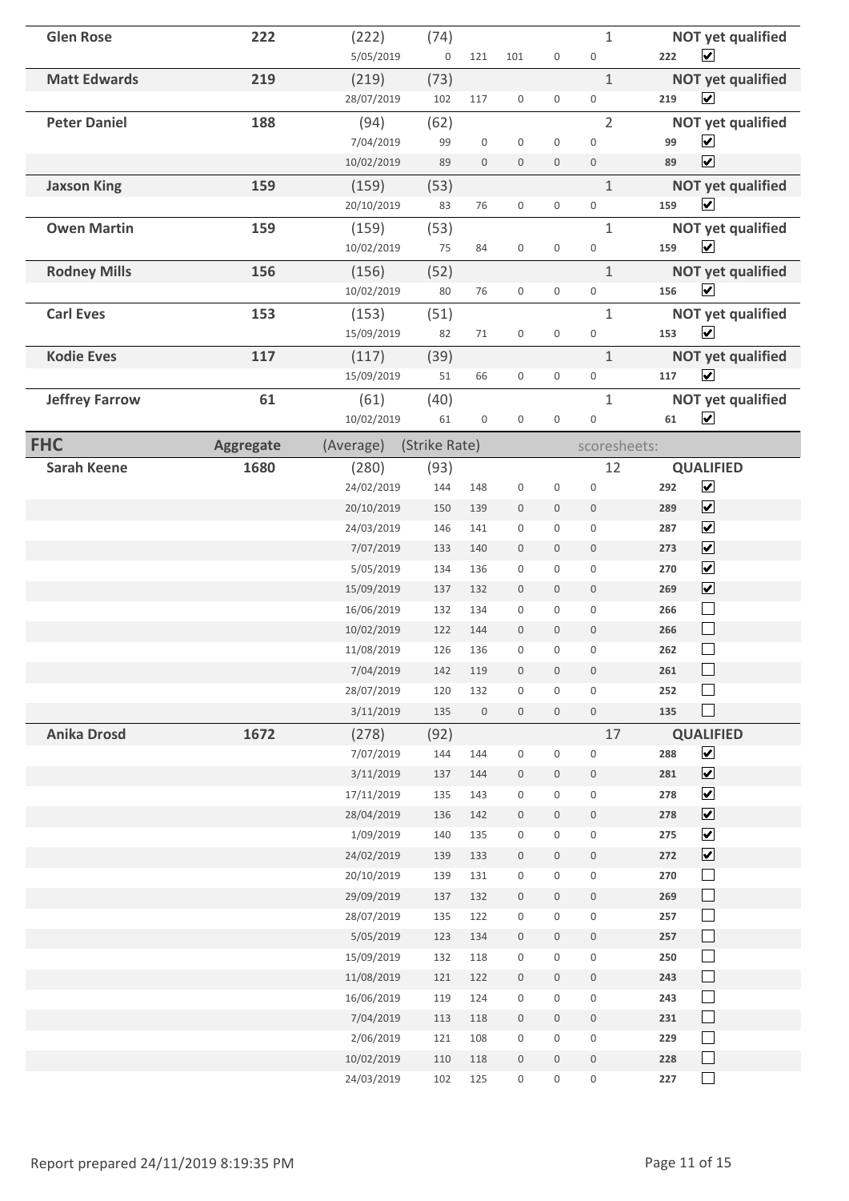| Name | Aggregate | (Average) | (Strike Rate) | | | | | scoresheets: | | |
|---|---|---|---|---|---|---|---|---|---|---|
| **Glen Rose** | **222** | (222) | (74) | | | | | 1 | | **NOT yet qualified** |
| | | 5/05/2019 | 0 | 121 | 101 | 0 | 0 | | 222 | ☑ |
| **Matt Edwards** | **219** | (219) | (73) | | | | | 1 | | **NOT yet qualified** |
| | | 28/07/2019 | 102 | 117 | 0 | 0 | 0 | | 219 | ☑ |
| **Peter Daniel** | **188** | (94) | (62) | | | | | 2 | | **NOT yet qualified** |
| | | 7/04/2019 | 99 | 0 | 0 | 0 | 0 | | 99 | ☑ |
| | | 10/02/2019 | 89 | 0 | 0 | 0 | 0 | | 89 | ☑ |
| **Jaxson King** | **159** | (159) | (53) | | | | | 1 | | **NOT yet qualified** |
| | | 20/10/2019 | 83 | 76 | 0 | 0 | 0 | | 159 | ☑ |
| **Owen Martin** | **159** | (159) | (53) | | | | | 1 | | **NOT yet qualified** |
| | | 10/02/2019 | 75 | 84 | 0 | 0 | 0 | | 159 | ☑ |
| **Rodney Mills** | **156** | (156) | (52) | | | | | 1 | | **NOT yet qualified** |
| | | 10/02/2019 | 80 | 76 | 0 | 0 | 0 | | 156 | ☑ |
| **Carl Eves** | **153** | (153) | (51) | | | | | 1 | | **NOT yet qualified** |
| | | 15/09/2019 | 82 | 71 | 0 | 0 | 0 | | 153 | ☑ |
| **Kodie Eves** | **117** | (117) | (39) | | | | | 1 | | **NOT yet qualified** |
| | | 15/09/2019 | 51 | 66 | 0 | 0 | 0 | | 117 | ☑ |
| **Jeffrey Farrow** | **61** | (61) | (40) | | | | | 1 | | **NOT yet qualified** |
| | | 10/02/2019 | 61 | 0 | 0 | 0 | 0 | | 61 | ☑ |

| **FHC** | **Aggregate** | (Average) | (Strike Rate) | | | | | scoresheets: | | |
|---|---|---|---|---|---|---|---|---|---|---|
| **Sarah Keene** | **1680** | (280) | (93) | | | | | 12 | | **QUALIFIED** |
| | | 24/02/2019 | 144 | 148 | 0 | 0 | 0 | | 292 | ☑ |
| | | 20/10/2019 | 150 | 139 | 0 | 0 | 0 | | 289 | ☑ |
| | | 24/03/2019 | 146 | 141 | 0 | 0 | 0 | | 287 | ☑ |
| | | 7/07/2019 | 133 | 140 | 0 | 0 | 0 | | 273 | ☑ |
| | | 5/05/2019 | 134 | 136 | 0 | 0 | 0 | | 270 | ☑ |
| | | 15/09/2019 | 137 | 132 | 0 | 0 | 0 | | 269 | ☑ |
| | | 16/06/2019 | 132 | 134 | 0 | 0 | 0 | | 266 | ☐ |
| | | 10/02/2019 | 122 | 144 | 0 | 0 | 0 | | 266 | ☐ |
| | | 11/08/2019 | 126 | 136 | 0 | 0 | 0 | | 262 | ☐ |
| | | 7/04/2019 | 142 | 119 | 0 | 0 | 0 | | 261 | ☐ |
| | | 28/07/2019 | 120 | 132 | 0 | 0 | 0 | | 252 | ☐ |
| | | 3/11/2019 | 135 | 0 | 0 | 0 | 0 | | 135 | ☐ |
| **Anika Drosd** | **1672** | (278) | (92) | | | | | 17 | | **QUALIFIED** |
| | | 7/07/2019 | 144 | 144 | 0 | 0 | 0 | | 288 | ☑ |
| | | 3/11/2019 | 137 | 144 | 0 | 0 | 0 | | 281 | ☑ |
| | | 17/11/2019 | 135 | 143 | 0 | 0 | 0 | | 278 | ☑ |
| | | 28/04/2019 | 136 | 142 | 0 | 0 | 0 | | 278 | ☑ |
| | | 1/09/2019 | 140 | 135 | 0 | 0 | 0 | | 275 | ☑ |
| | | 24/02/2019 | 139 | 133 | 0 | 0 | 0 | | 272 | ☑ |
| | | 20/10/2019 | 139 | 131 | 0 | 0 | 0 | | 270 | ☐ |
| | | 29/09/2019 | 137 | 132 | 0 | 0 | 0 | | 269 | ☐ |
| | | 28/07/2019 | 135 | 122 | 0 | 0 | 0 | | 257 | ☐ |
| | | 5/05/2019 | 123 | 134 | 0 | 0 | 0 | | 257 | ☐ |
| | | 15/09/2019 | 132 | 118 | 0 | 0 | 0 | | 250 | ☐ |
| | | 11/08/2019 | 121 | 122 | 0 | 0 | 0 | | 243 | ☐ |
| | | 16/06/2019 | 119 | 124 | 0 | 0 | 0 | | 243 | ☐ |
| | | 7/04/2019 | 113 | 118 | 0 | 0 | 0 | | 231 | ☐ |
| | | 2/06/2019 | 121 | 108 | 0 | 0 | 0 | | 229 | ☐ |
| | | 10/02/2019 | 110 | 118 | 0 | 0 | 0 | | 228 | ☐ |
| | | 24/03/2019 | 102 | 125 | 0 | 0 | 0 | | 227 | ☐ |

Report prepared 24/11/2019 8:19:35 PM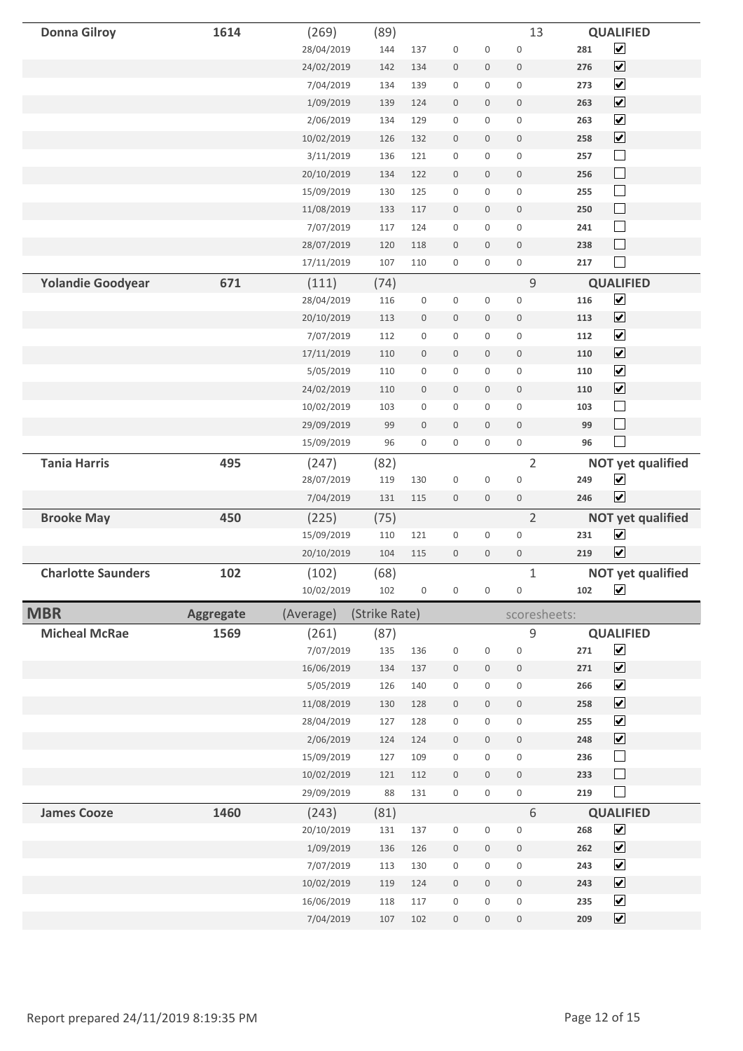| Donna Gilroy | 1614 | (269) | (89) | | | | | 13 | | QUALIFIED |
|---|---|---|---|---|---|---|---|---|---|---|
| | | 28/04/2019 | 144 | 137 | 0 | 0 | 0 | | 281 | ☑ |
| | | 24/02/2019 | 142 | 134 | 0 | 0 | 0 | | 276 | ☑ |
| | | 7/04/2019 | 134 | 139 | 0 | 0 | 0 | | 273 | ☑ |
| | | 1/09/2019 | 139 | 124 | 0 | 0 | 0 | | 263 | ☑ |
| | | 2/06/2019 | 134 | 129 | 0 | 0 | 0 | | 263 | ☑ |
| | | 10/02/2019 | 126 | 132 | 0 | 0 | 0 | | 258 | ☑ |
| | | 3/11/2019 | 136 | 121 | 0 | 0 | 0 | | 257 | ☐ |
| | | 20/10/2019 | 134 | 122 | 0 | 0 | 0 | | 256 | ☐ |
| | | 15/09/2019 | 130 | 125 | 0 | 0 | 0 | | 255 | ☐ |
| | | 11/08/2019 | 133 | 117 | 0 | 0 | 0 | | 250 | ☐ |
| | | 7/07/2019 | 117 | 124 | 0 | 0 | 0 | | 241 | ☐ |
| | | 28/07/2019 | 120 | 118 | 0 | 0 | 0 | | 238 | ☐ |
| | | 17/11/2019 | 107 | 110 | 0 | 0 | 0 | | 217 | ☐ |
| **Yolandie Goodyear** | **671** | (111) | (74) | | | | | 9 | | **QUALIFIED** |
| | | 28/04/2019 | 116 | 0 | 0 | 0 | 0 | | 116 | ☑ |
| | | 20/10/2019 | 113 | 0 | 0 | 0 | 0 | | 113 | ☑ |
| | | 7/07/2019 | 112 | 0 | 0 | 0 | 0 | | 112 | ☑ |
| | | 17/11/2019 | 110 | 0 | 0 | 0 | 0 | | 110 | ☑ |
| | | 5/05/2019 | 110 | 0 | 0 | 0 | 0 | | 110 | ☑ |
| | | 24/02/2019 | 110 | 0 | 0 | 0 | 0 | | 110 | ☑ |
| | | 10/02/2019 | 103 | 0 | 0 | 0 | 0 | | 103 | ☐ |
| | | 29/09/2019 | 99 | 0 | 0 | 0 | 0 | | 99 | ☐ |
| | | 15/09/2019 | 96 | 0 | 0 | 0 | 0 | | 96 | ☐ |
| **Tania Harris** | **495** | (247) | (82) | | | | | 2 | | **NOT yet qualified** |
| | | 28/07/2019 | 119 | 130 | 0 | 0 | 0 | | 249 | ☑ |
| | | 7/04/2019 | 131 | 115 | 0 | 0 | 0 | | 246 | ☑ |
| **Brooke May** | **450** | (225) | (75) | | | | | 2 | | **NOT yet qualified** |
| | | 15/09/2019 | 110 | 121 | 0 | 0 | 0 | | 231 | ☑ |
| | | 20/10/2019 | 104 | 115 | 0 | 0 | 0 | | 219 | ☑ |
| **Charlotte Saunders** | **102** | (102) | (68) | | | | | 1 | | **NOT yet qualified** |
| | | 10/02/2019 | 102 | 0 | 0 | 0 | 0 | | 102 | ☑ |

| **MBR** | **Aggregate** | (Average) | (Strike Rate) | | | | | scoresheets: | | |
|---|---|---|---|---|---|---|---|---|---|---|
| **Micheal McRae** | **1569** | (261) | (87) | | | | | 9 | | **QUALIFIED** |
| | | 7/07/2019 | 135 | 136 | 0 | 0 | 0 | | 271 | ☑ |
| | | 16/06/2019 | 134 | 137 | 0 | 0 | 0 | | 271 | ☑ |
| | | 5/05/2019 | 126 | 140 | 0 | 0 | 0 | | 266 | ☑ |
| | | 11/08/2019 | 130 | 128 | 0 | 0 | 0 | | 258 | ☑ |
| | | 28/04/2019 | 127 | 128 | 0 | 0 | 0 | | 255 | ☑ |
| | | 2/06/2019 | 124 | 124 | 0 | 0 | 0 | | 248 | ☑ |
| | | 15/09/2019 | 127 | 109 | 0 | 0 | 0 | | 236 | ☐ |
| | | 10/02/2019 | 121 | 112 | 0 | 0 | 0 | | 233 | ☐ |
| | | 29/09/2019 | 88 | 131 | 0 | 0 | 0 | | 219 | ☐ |
| **James Cooze** | **1460** | (243) | (81) | | | | | 6 | | **QUALIFIED** |
| | | 20/10/2019 | 131 | 137 | 0 | 0 | 0 | | 268 | ☑ |
| | | 1/09/2019 | 136 | 126 | 0 | 0 | 0 | | 262 | ☑ |
| | | 7/07/2019 | 113 | 130 | 0 | 0 | 0 | | 243 | ☑ |
| | | 10/02/2019 | 119 | 124 | 0 | 0 | 0 | | 243 | ☑ |
| | | 16/06/2019 | 118 | 117 | 0 | 0 | 0 | | 235 | ☑ |
| | | 7/04/2019 | 107 | 102 | 0 | 0 | 0 | | 209 | ☑ |

Report prepared 24/11/2019 8:19:35 PM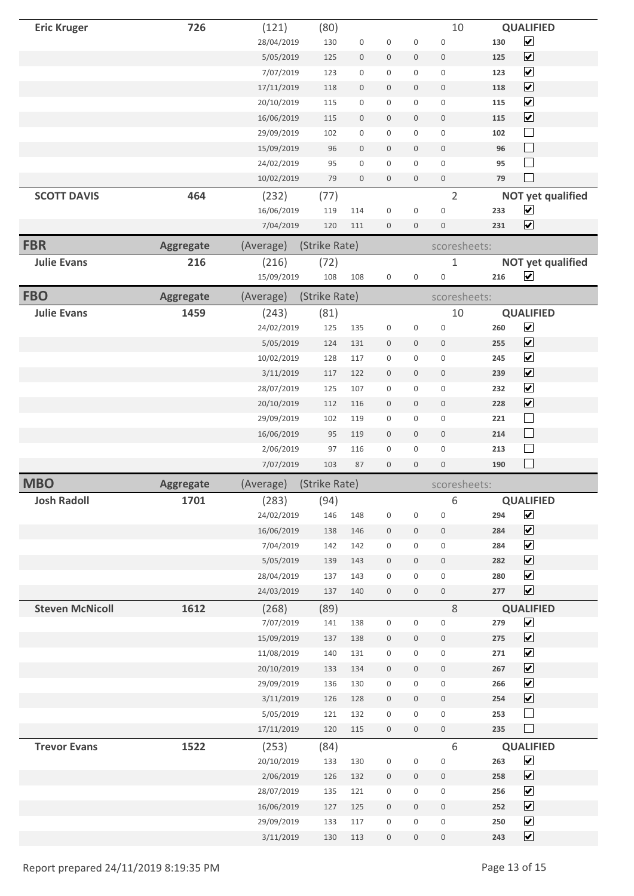| | | | | | | | | | | |
|---|---|---|---|---|---|---|---|---|---|---|
| **Eric Kruger** | **726** | (121) | (80) | | | | | 10 | | **QUALIFIED** |
| | | 28/04/2019 | 130 | 0 | 0 | 0 | 0 | | **130** | ☑ |
| | | 5/05/2019 | 125 | 0 | 0 | 0 | 0 | | **125** | ☑ |
| | | 7/07/2019 | 123 | 0 | 0 | 0 | 0 | | **123** | ☑ |
| | | 17/11/2019 | 118 | 0 | 0 | 0 | 0 | | **118** | ☑ |
| | | 20/10/2019 | 115 | 0 | 0 | 0 | 0 | | **115** | ☑ |
| | | 16/06/2019 | 115 | 0 | 0 | 0 | 0 | | **115** | ☑ |
| | | 29/09/2019 | 102 | 0 | 0 | 0 | 0 | | **102** | ☐ |
| | | 15/09/2019 | 96 | 0 | 0 | 0 | 0 | | **96** | ☐ |
| | | 24/02/2019 | 95 | 0 | 0 | 0 | 0 | | **95** | ☐ |
| | | 10/02/2019 | 79 | 0 | 0 | 0 | 0 | | **79** | ☐ |
| **SCOTT DAVIS** | **464** | (232) | (77) | | | | | 2 | | **NOT yet qualified** |
| | | 16/06/2019 | 119 | 114 | 0 | 0 | 0 | | **233** | ☑ |
| | | 7/04/2019 | 120 | 111 | 0 | 0 | 0 | | **231** | ☑ |

| **FBR** | **Aggregate** | (Average) | (Strike Rate) | | | | | scoresheets: | | |
|---|---|---|---|---|---|---|---|---|---|---|
| **Julie Evans** | **216** | (216) | (72) | | | | | 1 | | **NOT yet qualified** |
| | | 15/09/2019 | 108 | 108 | 0 | 0 | 0 | | **216** | ☑ |

| **FBO** | **Aggregate** | (Average) | (Strike Rate) | | | | | scoresheets: | | |
|---|---|---|---|---|---|---|---|---|---|---|
| **Julie Evans** | **1459** | (243) | (81) | | | | | 10 | | **QUALIFIED** |
| | | 24/02/2019 | 125 | 135 | 0 | 0 | 0 | | **260** | ☑ |
| | | 5/05/2019 | 124 | 131 | 0 | 0 | 0 | | **255** | ☑ |
| | | 10/02/2019 | 128 | 117 | 0 | 0 | 0 | | **245** | ☑ |
| | | 3/11/2019 | 117 | 122 | 0 | 0 | 0 | | **239** | ☑ |
| | | 28/07/2019 | 125 | 107 | 0 | 0 | 0 | | **232** | ☑ |
| | | 20/10/2019 | 112 | 116 | 0 | 0 | 0 | | **228** | ☑ |
| | | 29/09/2019 | 102 | 119 | 0 | 0 | 0 | | **221** | ☐ |
| | | 16/06/2019 | 95 | 119 | 0 | 0 | 0 | | **214** | ☐ |
| | | 2/06/2019 | 97 | 116 | 0 | 0 | 0 | | **213** | ☐ |
| | | 7/07/2019 | 103 | 87 | 0 | 0 | 0 | | **190** | ☐ |

| **MBO** | **Aggregate** | (Average) | (Strike Rate) | | | | | scoresheets: | | |
|---|---|---|---|---|---|---|---|---|---|---|
| **Josh Radoll** | **1701** | (283) | (94) | | | | | 6 | | **QUALIFIED** |
| | | 24/02/2019 | 146 | 148 | 0 | 0 | 0 | | **294** | ☑ |
| | | 16/06/2019 | 138 | 146 | 0 | 0 | 0 | | **284** | ☑ |
| | | 7/04/2019 | 142 | 142 | 0 | 0 | 0 | | **284** | ☑ |
| | | 5/05/2019 | 139 | 143 | 0 | 0 | 0 | | **282** | ☑ |
| | | 28/04/2019 | 137 | 143 | 0 | 0 | 0 | | **280** | ☑ |
| | | 24/03/2019 | 137 | 140 | 0 | 0 | 0 | | **277** | ☑ |
| **Steven McNicoll** | **1612** | (268) | (89) | | | | | 8 | | **QUALIFIED** |
| | | 7/07/2019 | 141 | 138 | 0 | 0 | 0 | | **279** | ☑ |
| | | 15/09/2019 | 137 | 138 | 0 | 0 | 0 | | **275** | ☑ |
| | | 11/08/2019 | 140 | 131 | 0 | 0 | 0 | | **271** | ☑ |
| | | 20/10/2019 | 133 | 134 | 0 | 0 | 0 | | **267** | ☑ |
| | | 29/09/2019 | 136 | 130 | 0 | 0 | 0 | | **266** | ☑ |
| | | 3/11/2019 | 126 | 128 | 0 | 0 | 0 | | **254** | ☑ |
| | | 5/05/2019 | 121 | 132 | 0 | 0 | 0 | | **253** | ☐ |
| | | 17/11/2019 | 120 | 115 | 0 | 0 | 0 | | **235** | ☐ |
| **Trevor Evans** | **1522** | (253) | (84) | | | | | 6 | | **QUALIFIED** |
| | | 20/10/2019 | 133 | 130 | 0 | 0 | 0 | | **263** | ☑ |
| | | 2/06/2019 | 126 | 132 | 0 | 0 | 0 | | **258** | ☑ |
| | | 28/07/2019 | 135 | 121 | 0 | 0 | 0 | | **256** | ☑ |
| | | 16/06/2019 | 127 | 125 | 0 | 0 | 0 | | **252** | ☑ |
| | | 29/09/2019 | 133 | 117 | 0 | 0 | 0 | | **250** | ☑ |
| | | 3/11/2019 | 130 | 113 | 0 | 0 | 0 | | **243** | ☑ |

Report prepared 24/11/2019 8:19:35 PM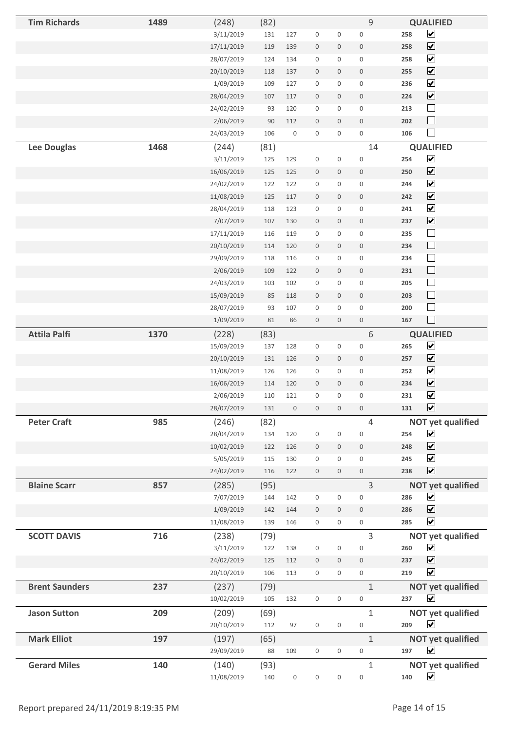| Name | Total | Date | | | | | | | Score | Status |
|---|---|---|---|---|---|---|---|---|---|---|
| **Tim Richards** | **1489** | (248) | (82) | | | | | 9 | | **QUALIFIED** |
| | | 3/11/2019 | 131 | 127 | 0 | 0 | 0 | | **258** | ☑ |
| | | 17/11/2019 | 119 | 139 | 0 | 0 | 0 | | **258** | ☑ |
| | | 28/07/2019 | 124 | 134 | 0 | 0 | 0 | | **258** | ☑ |
| | | 20/10/2019 | 118 | 137 | 0 | 0 | 0 | | **255** | ☑ |
| | | 1/09/2019 | 109 | 127 | 0 | 0 | 0 | | **236** | ☑ |
| | | 28/04/2019 | 107 | 117 | 0 | 0 | 0 | | **224** | ☑ |
| | | 24/02/2019 | 93 | 120 | 0 | 0 | 0 | | **213** | ☐ |
| | | 2/06/2019 | 90 | 112 | 0 | 0 | 0 | | **202** | ☐ |
| | | 24/03/2019 | 106 | 0 | 0 | 0 | 0 | | **106** | ☐ |
| **Lee Douglas** | **1468** | (244) | (81) | | | | | 14 | | **QUALIFIED** |
| | | 3/11/2019 | 125 | 129 | 0 | 0 | 0 | | **254** | ☑ |
| | | 16/06/2019 | 125 | 125 | 0 | 0 | 0 | | **250** | ☑ |
| | | 24/02/2019 | 122 | 122 | 0 | 0 | 0 | | **244** | ☑ |
| | | 11/08/2019 | 125 | 117 | 0 | 0 | 0 | | **242** | ☑ |
| | | 28/04/2019 | 118 | 123 | 0 | 0 | 0 | | **241** | ☑ |
| | | 7/07/2019 | 107 | 130 | 0 | 0 | 0 | | **237** | ☑ |
| | | 17/11/2019 | 116 | 119 | 0 | 0 | 0 | | **235** | ☐ |
| | | 20/10/2019 | 114 | 120 | 0 | 0 | 0 | | **234** | ☐ |
| | | 29/09/2019 | 118 | 116 | 0 | 0 | 0 | | **234** | ☐ |
| | | 2/06/2019 | 109 | 122 | 0 | 0 | 0 | | **231** | ☐ |
| | | 24/03/2019 | 103 | 102 | 0 | 0 | 0 | | **205** | ☐ |
| | | 15/09/2019 | 85 | 118 | 0 | 0 | 0 | | **203** | ☐ |
| | | 28/07/2019 | 93 | 107 | 0 | 0 | 0 | | **200** | ☐ |
| | | 1/09/2019 | 81 | 86 | 0 | 0 | 0 | | **167** | ☐ |
| **Attila Palfi** | **1370** | (228) | (83) | | | | | 6 | | **QUALIFIED** |
| | | 15/09/2019 | 137 | 128 | 0 | 0 | 0 | | **265** | ☑ |
| | | 20/10/2019 | 131 | 126 | 0 | 0 | 0 | | **257** | ☑ |
| | | 11/08/2019 | 126 | 126 | 0 | 0 | 0 | | **252** | ☑ |
| | | 16/06/2019 | 114 | 120 | 0 | 0 | 0 | | **234** | ☑ |
| | | 2/06/2019 | 110 | 121 | 0 | 0 | 0 | | **231** | ☑ |
| | | 28/07/2019 | 131 | 0 | 0 | 0 | 0 | | **131** | ☑ |
| **Peter Craft** | **985** | (246) | (82) | | | | | 4 | | **NOT yet qualified** |
| | | 28/04/2019 | 134 | 120 | 0 | 0 | 0 | | **254** | ☑ |
| | | 10/02/2019 | 122 | 126 | 0 | 0 | 0 | | **248** | ☑ |
| | | 5/05/2019 | 115 | 130 | 0 | 0 | 0 | | **245** | ☑ |
| | | 24/02/2019 | 116 | 122 | 0 | 0 | 0 | | **238** | ☑ |
| **Blaine Scarr** | **857** | (285) | (95) | | | | | 3 | | **NOT yet qualified** |
| | | 7/07/2019 | 144 | 142 | 0 | 0 | 0 | | **286** | ☑ |
| | | 1/09/2019 | 142 | 144 | 0 | 0 | 0 | | **286** | ☑ |
| | | 11/08/2019 | 139 | 146 | 0 | 0 | 0 | | **285** | ☑ |
| **SCOTT DAVIS** | **716** | (238) | (79) | | | | | 3 | | **NOT yet qualified** |
| | | 3/11/2019 | 122 | 138 | 0 | 0 | 0 | | **260** | ☑ |
| | | 24/02/2019 | 125 | 112 | 0 | 0 | 0 | | **237** | ☑ |
| | | 20/10/2019 | 106 | 113 | 0 | 0 | 0 | | **219** | ☑ |
| **Brent Saunders** | **237** | (237) | (79) | | | | | 1 | | **NOT yet qualified** |
| | | 10/02/2019 | 105 | 132 | 0 | 0 | 0 | | **237** | ☑ |
| **Jason Sutton** | **209** | (209) | (69) | | | | | 1 | | **NOT yet qualified** |
| | | 20/10/2019 | 112 | 97 | 0 | 0 | 0 | | **209** | ☑ |
| **Mark Elliot** | **197** | (197) | (65) | | | | | 1 | | **NOT yet qualified** |
| | | 29/09/2019 | 88 | 109 | 0 | 0 | 0 | | **197** | ☑ |
| **Gerard Miles** | **140** | (140) | (93) | | | | | 1 | | **NOT yet qualified** |
| | | 11/08/2019 | 140 | 0 | 0 | 0 | 0 | | **140** | ☑ |

Report prepared 24/11/2019 8:19:35 PM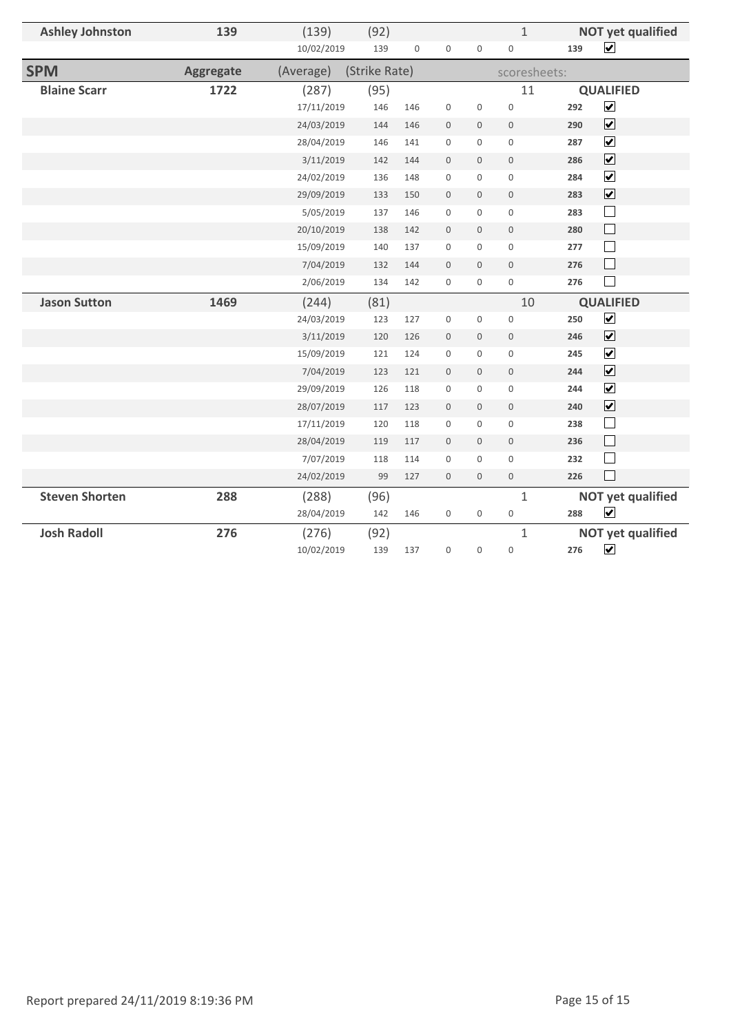| | | | | | | | | | | |
|---|---|---|---|---|---|---|---|---|---|---|
| **Ashley Johnston** | **139** | (139) | (92) | | | | 1 | | | **NOT yet qualified** |
| | | 10/02/2019 | 139 | 0 | 0 | 0 | 0 | | 139 | ☑ |
| **SPM** | **Aggregate** | (Average) | (Strike Rate) | | | | scoresheets: | | | |
| **Blaine Scarr** | **1722** | (287) | (95) | | | | 11 | | | **QUALIFIED** |
| | | 17/11/2019 | 146 | 146 | 0 | 0 | 0 | | 292 | ☑ |
| | | 24/03/2019 | 144 | 146 | 0 | 0 | 0 | | 290 | ☑ |
| | | 28/04/2019 | 146 | 141 | 0 | 0 | 0 | | 287 | ☑ |
| | | 3/11/2019 | 142 | 144 | 0 | 0 | 0 | | 286 | ☑ |
| | | 24/02/2019 | 136 | 148 | 0 | 0 | 0 | | 284 | ☑ |
| | | 29/09/2019 | 133 | 150 | 0 | 0 | 0 | | 283 | ☑ |
| | | 5/05/2019 | 137 | 146 | 0 | 0 | 0 | | 283 | ☐ |
| | | 20/10/2019 | 138 | 142 | 0 | 0 | 0 | | 280 | ☐ |
| | | 15/09/2019 | 140 | 137 | 0 | 0 | 0 | | 277 | ☐ |
| | | 7/04/2019 | 132 | 144 | 0 | 0 | 0 | | 276 | ☐ |
| | | 2/06/2019 | 134 | 142 | 0 | 0 | 0 | | 276 | ☐ |
| **Jason Sutton** | **1469** | (244) | (81) | | | | 10 | | | **QUALIFIED** |
| | | 24/03/2019 | 123 | 127 | 0 | 0 | 0 | | 250 | ☑ |
| | | 3/11/2019 | 120 | 126 | 0 | 0 | 0 | | 246 | ☑ |
| | | 15/09/2019 | 121 | 124 | 0 | 0 | 0 | | 245 | ☑ |
| | | 7/04/2019 | 123 | 121 | 0 | 0 | 0 | | 244 | ☑ |
| | | 29/09/2019 | 126 | 118 | 0 | 0 | 0 | | 244 | ☑ |
| | | 28/07/2019 | 117 | 123 | 0 | 0 | 0 | | 240 | ☑ |
| | | 17/11/2019 | 120 | 118 | 0 | 0 | 0 | | 238 | ☐ |
| | | 28/04/2019 | 119 | 117 | 0 | 0 | 0 | | 236 | ☐ |
| | | 7/07/2019 | 118 | 114 | 0 | 0 | 0 | | 232 | ☐ |
| | | 24/02/2019 | 99 | 127 | 0 | 0 | 0 | | 226 | ☐ |
| **Steven Shorten** | **288** | (288) | (96) | | | | 1 | | | **NOT yet qualified** |
| | | 28/04/2019 | 142 | 146 | 0 | 0 | 0 | | 288 | ☑ |
| **Josh Radoll** | **276** | (276) | (92) | | | | 1 | | | **NOT yet qualified** |
| | | 10/02/2019 | 139 | 137 | 0 | 0 | 0 | | 276 | ☑ |

Report prepared 24/11/2019 8:19:36 PM